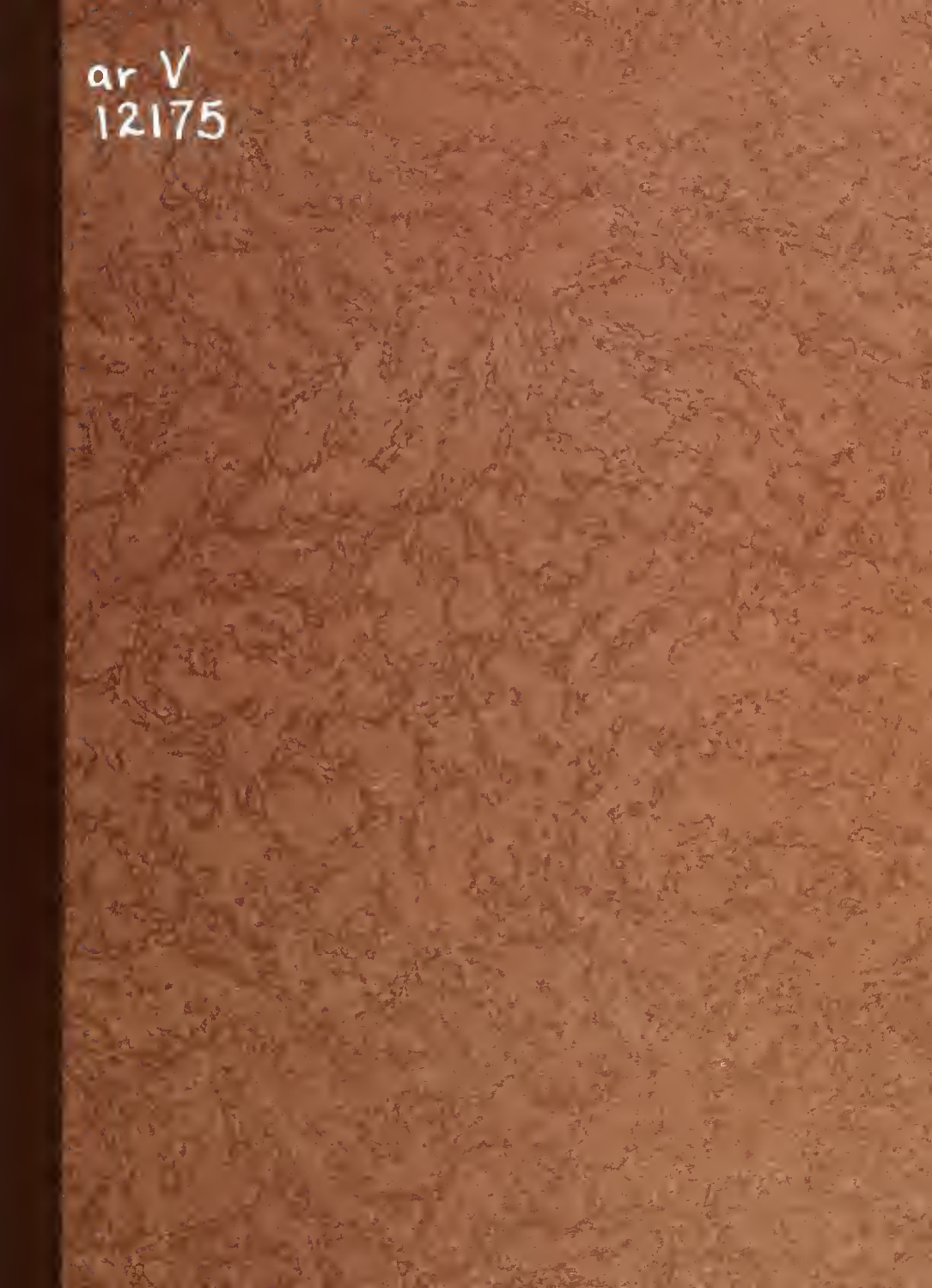ar V
12175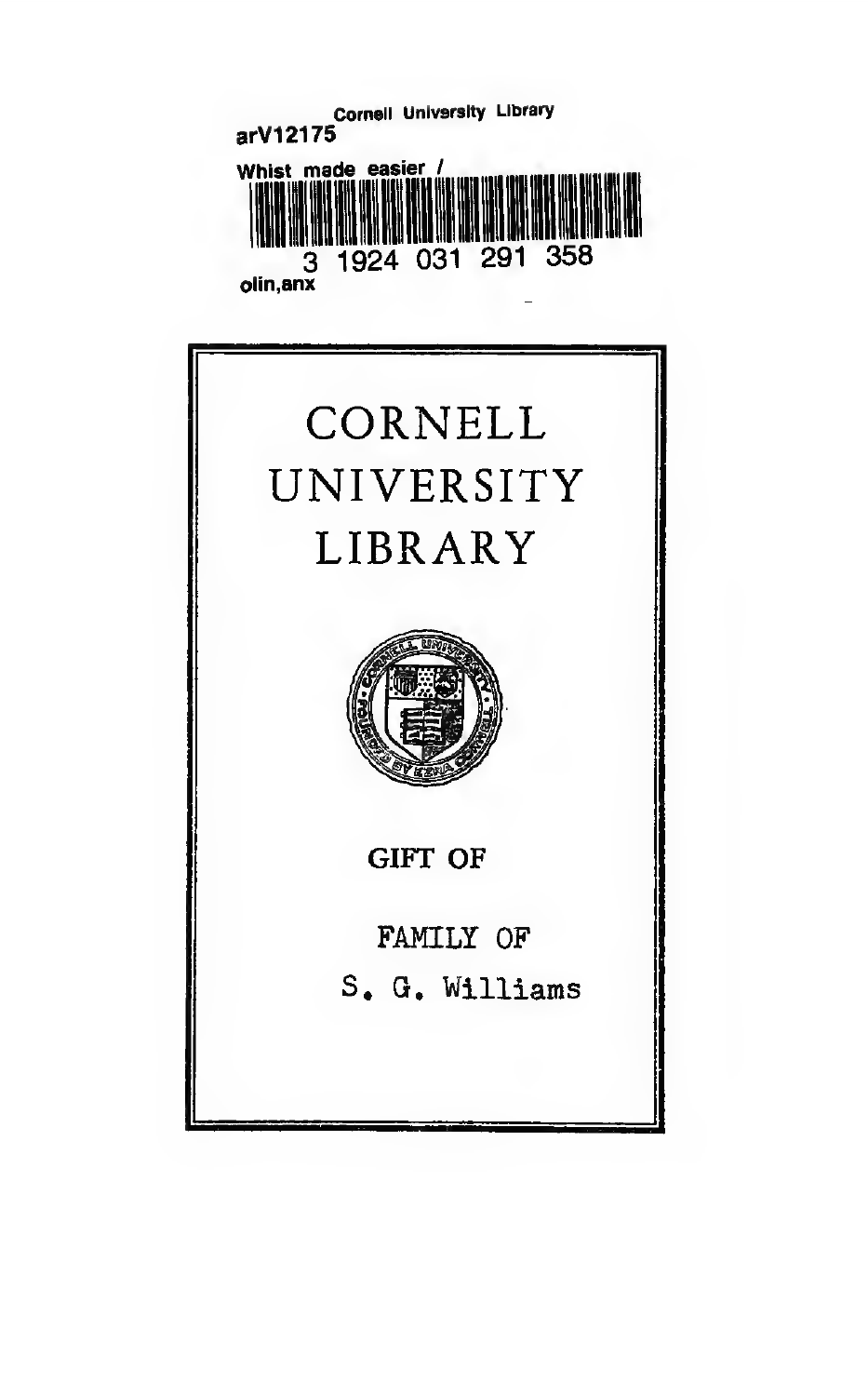Cornell University Library
arV12175

Whist made easier /

3 1924 031 291 358

olin,anx

# CORNELL UNIVERSITY LIBRARY

GIFT OF

FAMILY OF

S. G. Williams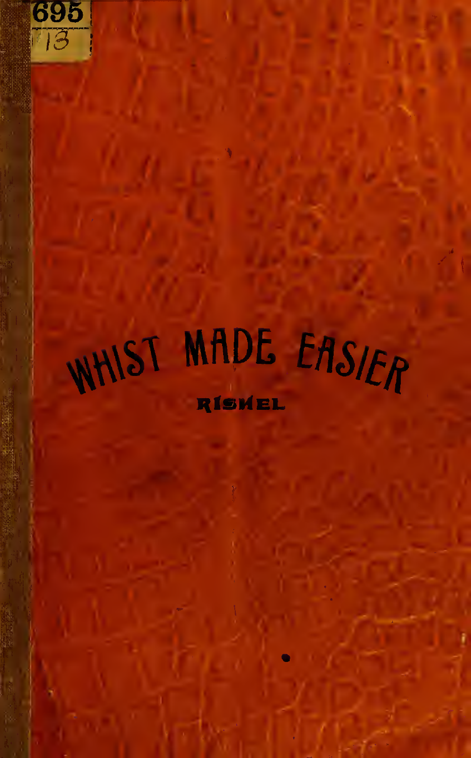# WHIST MADE EASIER

RISHEL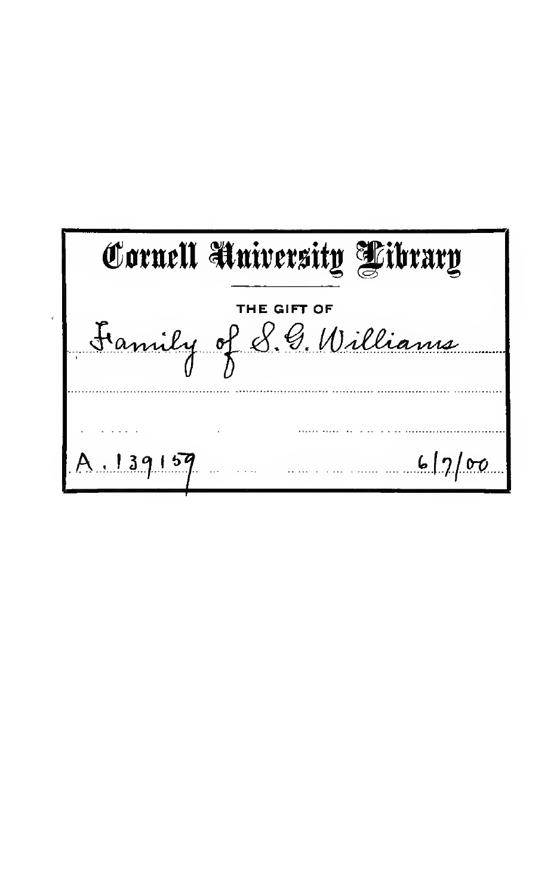# Cornell University Library

THE GIFT OF

Family of S. G. Williams

A. 139159 6/7/00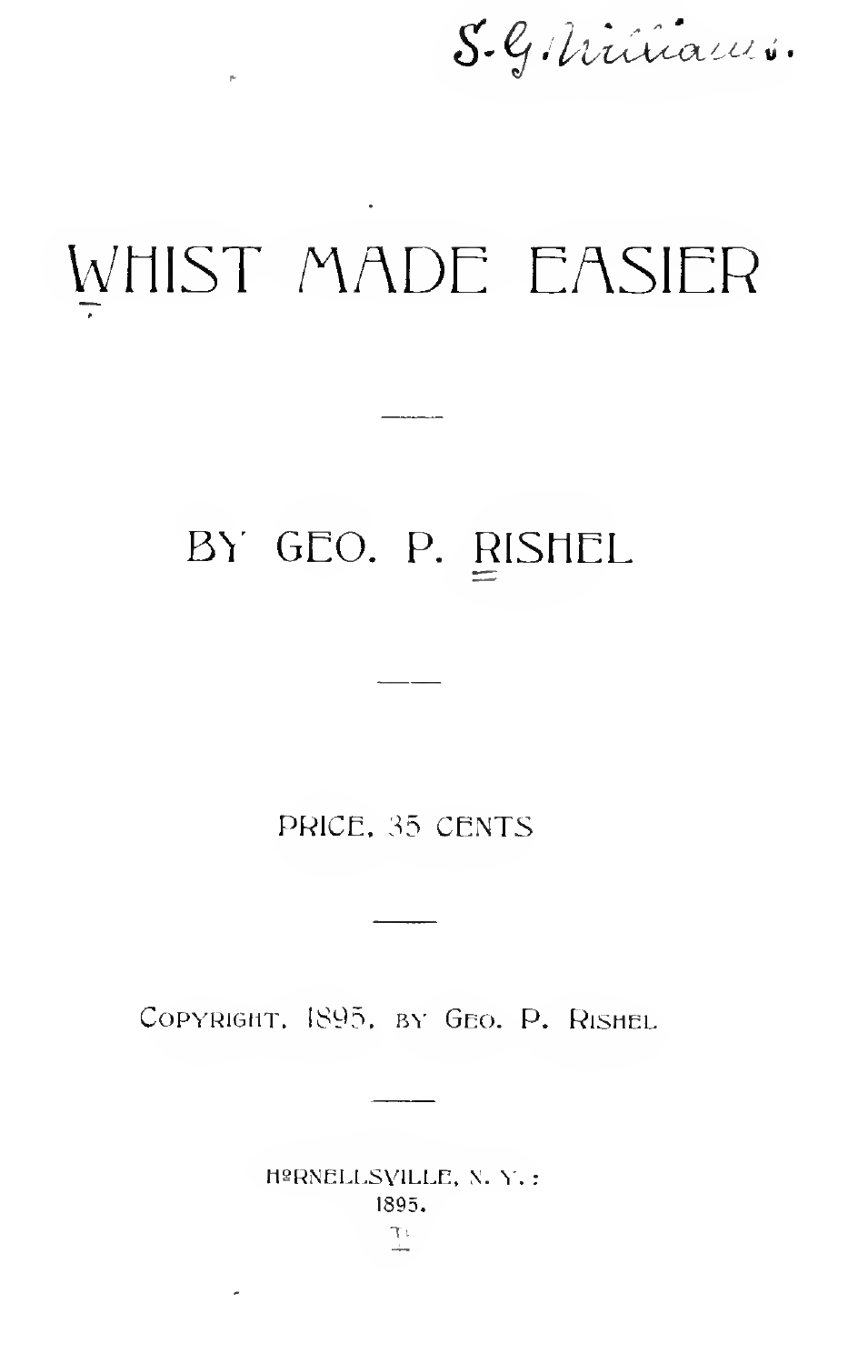S. G. Williams.

# WHIST MADE EASIER

BY GEO. P. RISHEL

PRICE, 35 CENTS

COPYRIGHT, 1895, BY GEO. P. RISHEL

HORNELLSVILLE, N. Y.:
1895.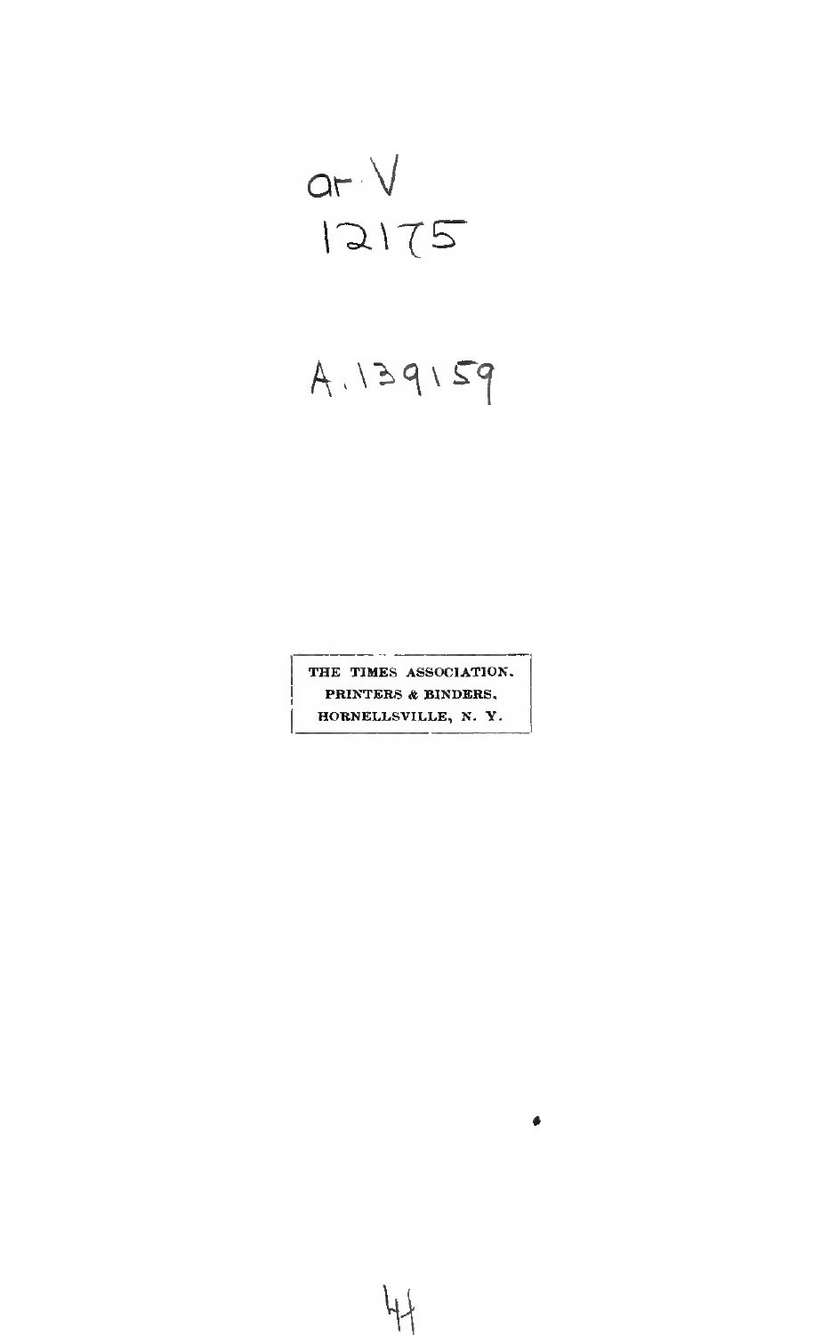ar V
12175

A.139159

THE TIMES ASSOCIATION.
PRINTERS & BINDERS,
HORNELLSVILLE, N. Y.

44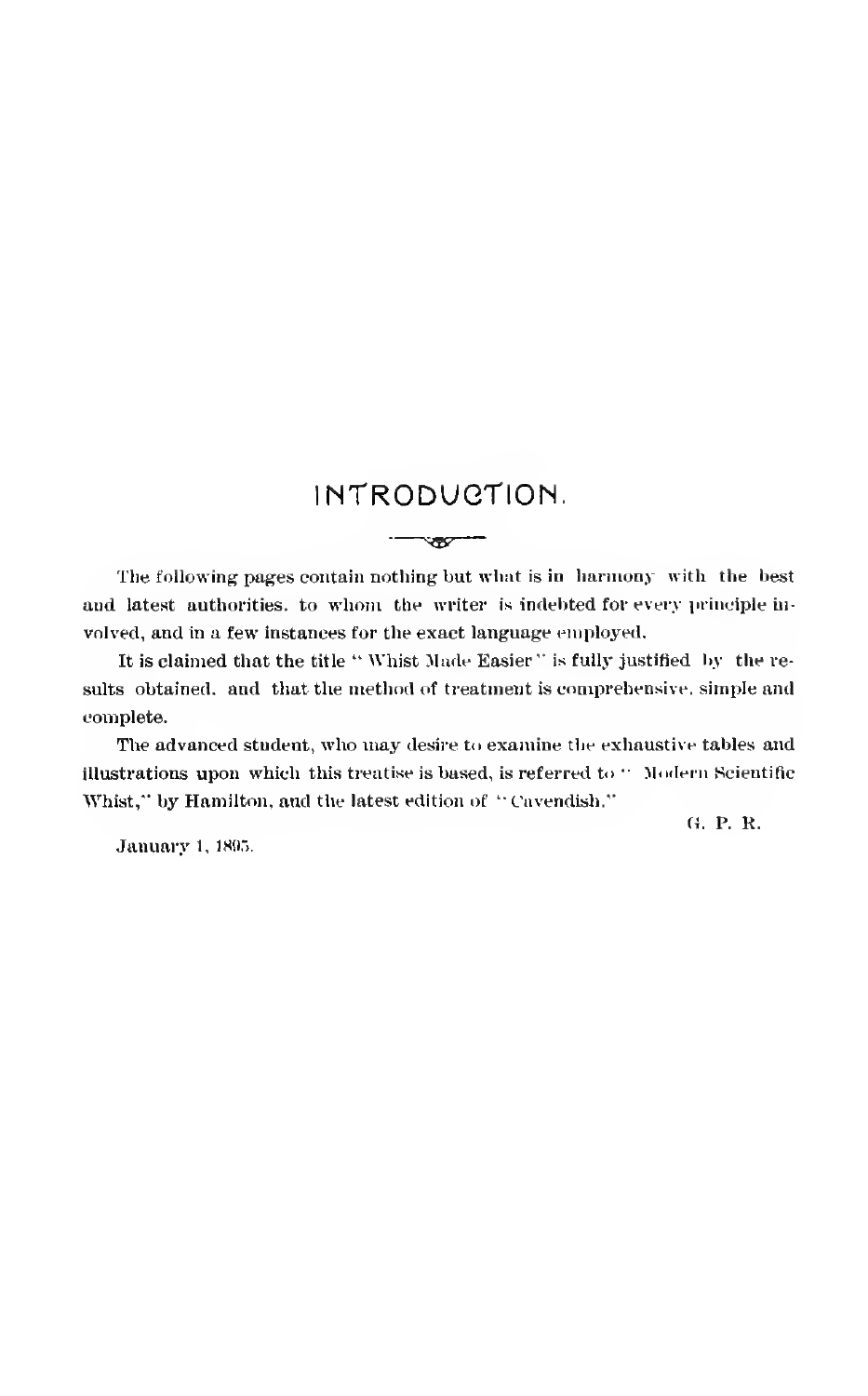# INTRODUCTION.

The following pages contain nothing but what is in harmony with the best and latest authorities, to whom the writer is indebted for every principle involved, and in a few instances for the exact language employed.

It is claimed that the title "Whist Made Easier" is fully justified by the results obtained, and that the method of treatment is comprehensive, simple and complete.

The advanced student, who may desire to examine the exhaustive tables and illustrations upon which this treatise is based, is referred to "Modern Scientific Whist," by Hamilton, and the latest edition of "Cavendish."

G. P. R.

January 1, 1895.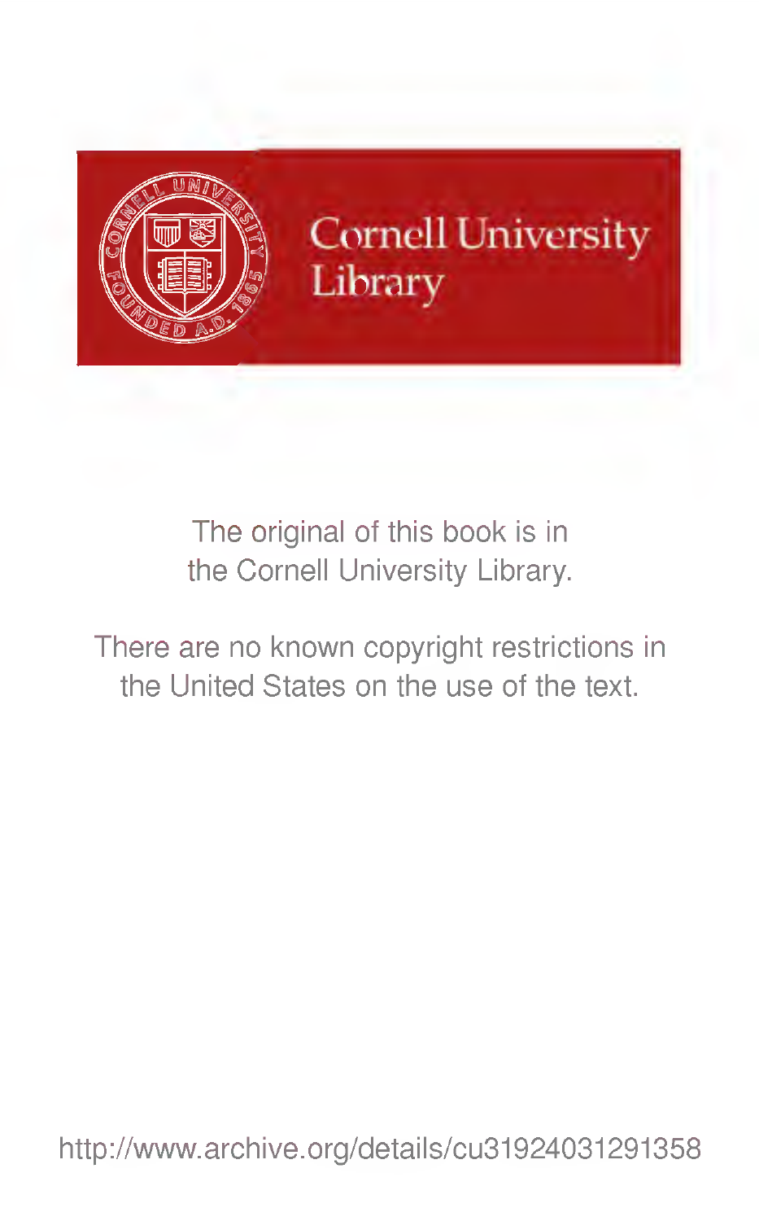Cornell University Library

The original of this book is in the Cornell University Library.

There are no known copyright restrictions in the United States on the use of the text.

http://www.archive.org/details/cu31924031291358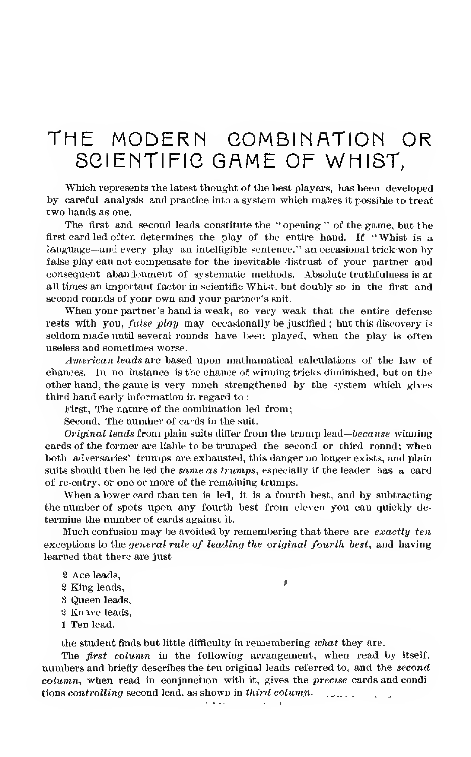# THE MODERN COMBINATION OR SCIENTIFIC GAME OF WHIST,

Which represents the latest thought of the best players, has been developed by careful analysis and practice into a system which makes it possible to treat two hands as one.

The first and second leads constitute the "opening" of the game, but the first card led often determines the play of the entire hand. If "Whist is a language—and every play an intelligible sentence," an occasional trick won by false play can not compensate for the inevitable distrust of your partner and consequent abandonment of systematic methods. Absolute truthfulness is at all times an important factor in scientific Whist, but doubly so in the first and second rounds of your own and your partner's suit.

When your partner's hand is weak, so very weak that the entire defense rests with you, *false play* may occasionally be justified; but this discovery is seldom made until several rounds have been played, when the play is often useless and sometimes worse.

*American leads* are based upon mathamatical calculations of the law of chances. In no instance is the chance of winning tricks diminished, but on the other hand, the game is very much strengthened by the system which gives third hand early information in regard to:

First, The nature of the combination led from;

Second, The number of cards in the suit.

*Original leads* from plain suits differ from the trump lead—*because* winning cards of the former are liable to be trumped the second or third round; when both adversaries' trumps are exhausted, this danger no longer exists, and plain suits should then be led the *same as trumps*, especially if the leader has a card of re-entry, or one or more of the remaining trumps.

When a lower card than ten is led, it is a fourth best, and by subtracting the number of spots upon any fourth best from eleven you can quickly determine the number of cards against it.

Much confusion may be avoided by remembering that there are *exactly ten* exceptions to the *general rule of leading the original fourth best*, and having learned that there are just

- 2 Ace leads,
- 2 King leads,
- 3 Queen leads,
- 2 Knave leads,
- 1 Ten lead,

the student finds but little difficulty in remembering *what* they are.

The *first column* in the following arrangement, when read by itself, numbers and briefly describes the ten original leads referred to, and the *second column*, when read in conjunction with it, gives the *precise* cards and conditions *controlling* second lead, as shown in *third column*.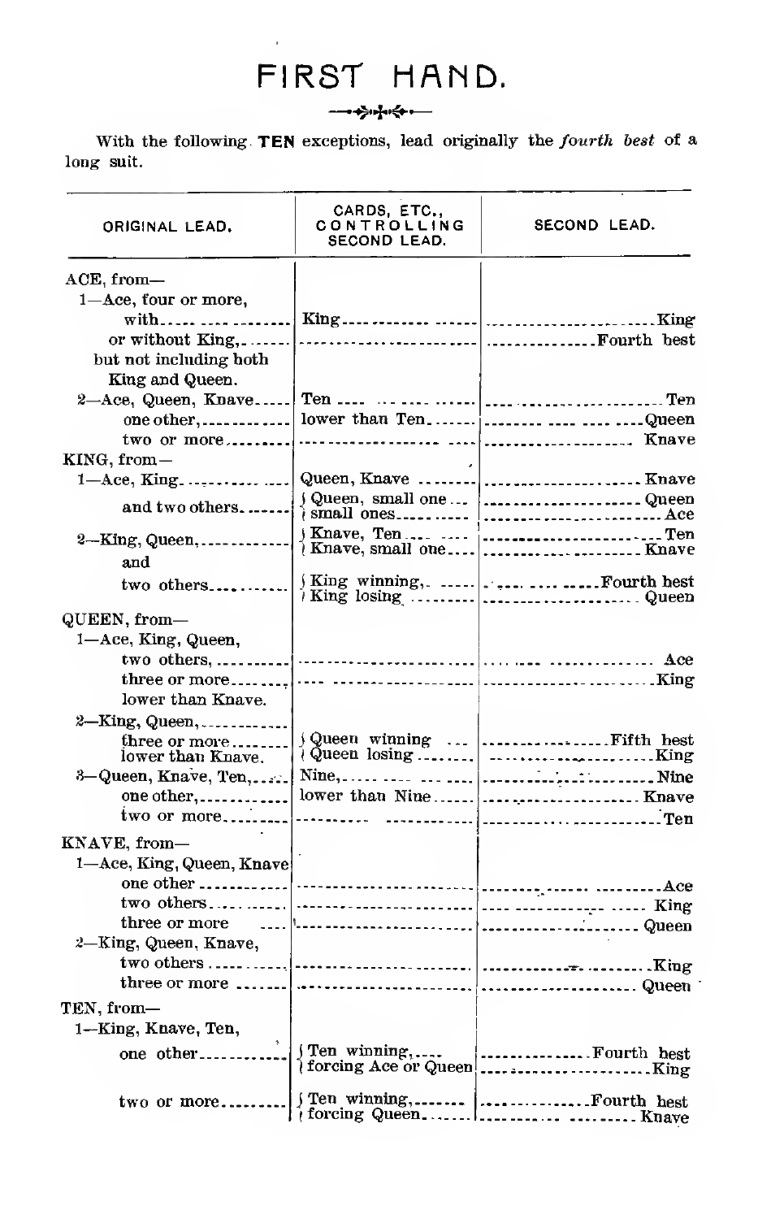# FIRST HAND.

With the following **TEN** exceptions, lead originally the *fourth best* of a long suit.

| ORIGINAL LEAD. | CARDS, ETC., CONTROLLING SECOND LEAD. | SECOND LEAD. |
|---|---|---|
| ACE, from— | | |
| 1—Ace, four or more, with | King | King |
| or without King, | | Fourth best |
| but not including both King and Queen. | | |
| 2—Ace, Queen, Knave | Ten | Ten |
| one other, | lower than Ten | Queen |
| two or more | | Knave |
| KING, from— | | |
| 1—Ace, King, | Queen, Knave | Knave |
| and two others. | Queen, small one | Queen |
| | small ones | Ace |
| 2—King, Queen, | Knave, Ten | Ten |
| and | Knave, small one | Knave |
| two others | King winning, | Fourth best |
| | King losing | Queen |
| QUEEN, from— | | |
| 1—Ace, King, Queen, | | |
| two others, | | Ace |
| three or more | | King |
| lower than Knave. | | |
| 2—King, Queen, | | |
| three or more lower than Knave. | Queen winning | Fifth best |
| | Queen losing | King |
| 3—Queen, Knave, Ten, | Nine, | Nine |
| one other, | lower than Nine | Knave |
| two or more | | Ten |
| KNAVE, from— | | |
| 1—Ace, King, Queen, Knave | | |
| one other | | Ace |
| two others | | King |
| three or more | | Queen |
| 2—King, Queen, Knave, | | |
| two others | | King |
| three or more | | Queen |
| TEN, from— | | |
| 1—King, Knave, Ten, | | |
| one other | Ten winning, | Fourth best |
| | forcing Ace or Queen | King |
| two or more | Ten winning, | Fourth best |
| | forcing Queen | Knave |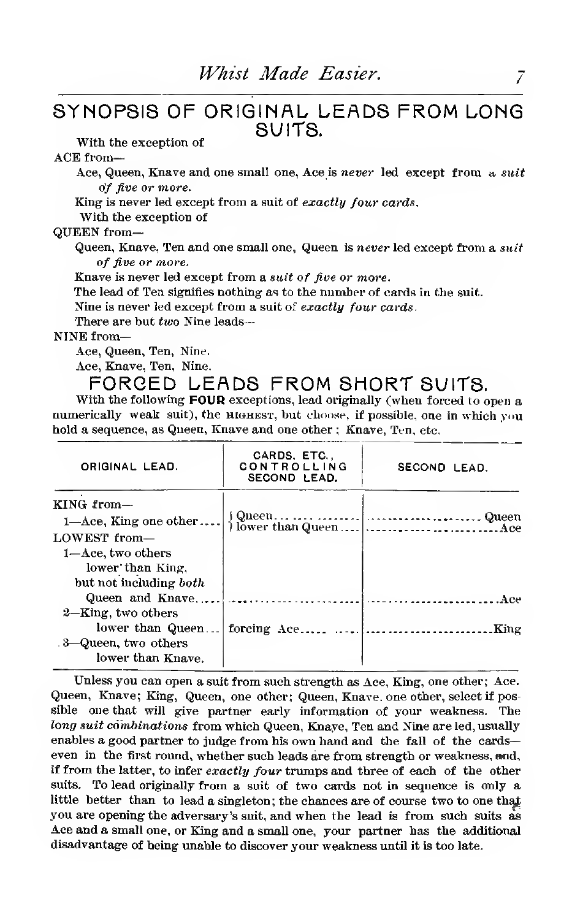## SYNOPSIS OF ORIGINAL LEADS FROM LONG SUITS.

With the exception of

ACE from—

Ace, Queen, Knave and one small one, Ace is *never* led except from a *suit of five or more.*

King is never led except from a suit of *exactly four cards.*

With the exception of

QUEEN from—

Queen, Knave, Ten and one small one, Queen is *never* led except from a *suit of five or more.*

Knave is never led except from a *suit of five or more.*

The lead of Ten signifies nothing as to the number of cards in the suit.

Nine is never led except from a suit of *exactly four cards.*

There are but *two* Nine leads—

NINE from—

Ace, Queen, Ten, Nine.

Ace, Knave, Ten, Nine.

## FORCED LEADS FROM SHORT SUITS.

With the following **FOUR** exceptions, lead originally (when forced to open a numerically weak suit), the HIGHEST, but choose, if possible, one in which you hold a sequence, as Queen, Knave and one other; Knave, Ten, etc.

| ORIGINAL LEAD. | CARDS, ETC., CONTROLLING SECOND LEAD. | SECOND LEAD. |
|---|---|---|
| KING from— | | |
| 1—Ace, King one other | Queen | Queen |
| | lower than Queen | Ace |
| LOWEST from— | | |
| 1—Ace, two others lower than King, but not including *both* Queen and Knave | | Ace |
| 2—King, two others lower than Queen | forcing Ace | King |
| 3—Queen, two others lower than Knave. | | |

Unless you can open a suit from such strength as Ace, King, one other; Ace. Queen, Knave; King, Queen, one other; Queen, Knave, one other, select if possible one that will give partner early information of your weakness. The *long suit combinations* from which Queen, Knave, Ten and Nine are led, usually enables a good partner to judge from his own hand and the fall of the cards—even in the first round, whether such leads are from strength or weakness, and, if from the latter, to infer *exactly four* trumps and three of each of the other suits. To lead originally from a suit of two cards not in sequence is only a little better than to lead a singleton; the chances are of course two to one that you are opening the adversary's suit, and when the lead is from such suits as Ace and a small one, or King and a small one, your partner has the additional disadvantage of being unable to discover your weakness until it is too late.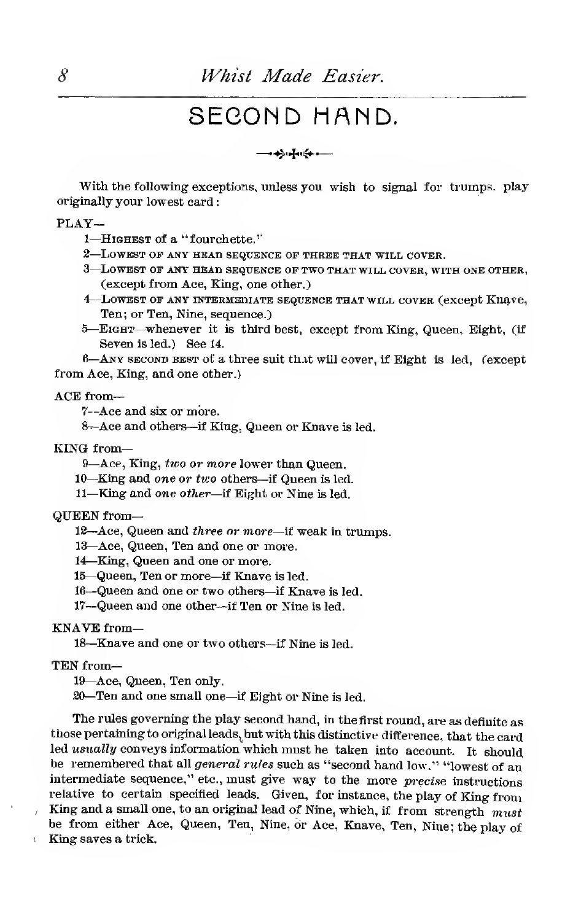## SECOND HAND.

With the following exceptions, unless you wish to signal for trumps. play originally your lowest card:

PLAY—

1—HIGHEST of a "fourchette."

2—LOWEST OF ANY HEAD SEQUENCE OF THREE THAT WILL COVER.

3—LOWEST OF ANY HEAD SEQUENCE OF TWO THAT WILL COVER, WITH ONE OTHER, (except from Ace, King, one other.)

4—LOWEST OF ANY INTERMEDIATE SEQUENCE THAT WILL COVER (except Knave, Ten; or Ten, Nine, sequence.)

5—EIGHT—whenever it is third best, except from King, Queen, Eight, (if Seven is led.) See 14.

6—ANY SECOND BEST of a three suit that will cover, if Eight is led, (except from Ace, King, and one other.)

ACE from—

7—Ace and six or more.

8—Ace and others—if King, Queen or Knave is led.

KING from—

9—Ace, King, *two or more* lower than Queen.

10—King and *one or two* others—if Queen is led.

11—King and *one other*—if Eight or Nine is led.

QUEEN from—

12—Ace, Queen and *three or more*—if weak in trumps.

13—Ace, Queen, Ten and one or more.

14—King, Queen and one or more.

15—Queen, Ten or more—if Knave is led.

16—Queen and one or two others—if Knave is led.

17—Queen and one other—if Ten or Nine is led.

KNAVE from—

18—Knave and one or two others—if Nine is led.

TEN from—

19—Ace, Queen, Ten only.

20—Ten and one small one—if Eight or Nine is led.

The rules governing the play second hand, in the first round, are as definite as those pertaining to original leads, but with this distinctive difference, that the card led *usually* conveys information which must be taken into account. It should be remembered that all *general rules* such as "second hand low." "lowest of an intermediate sequence," etc., must give way to the more *precise* instructions relative to certain specified leads. Given, for instance, the play of King from King and a small one, to an original lead of Nine, which, if from strength *must* be from either Ace, Queen, Ten, Nine, or Ace, Knave, Ten, Nine; the play of King saves a trick.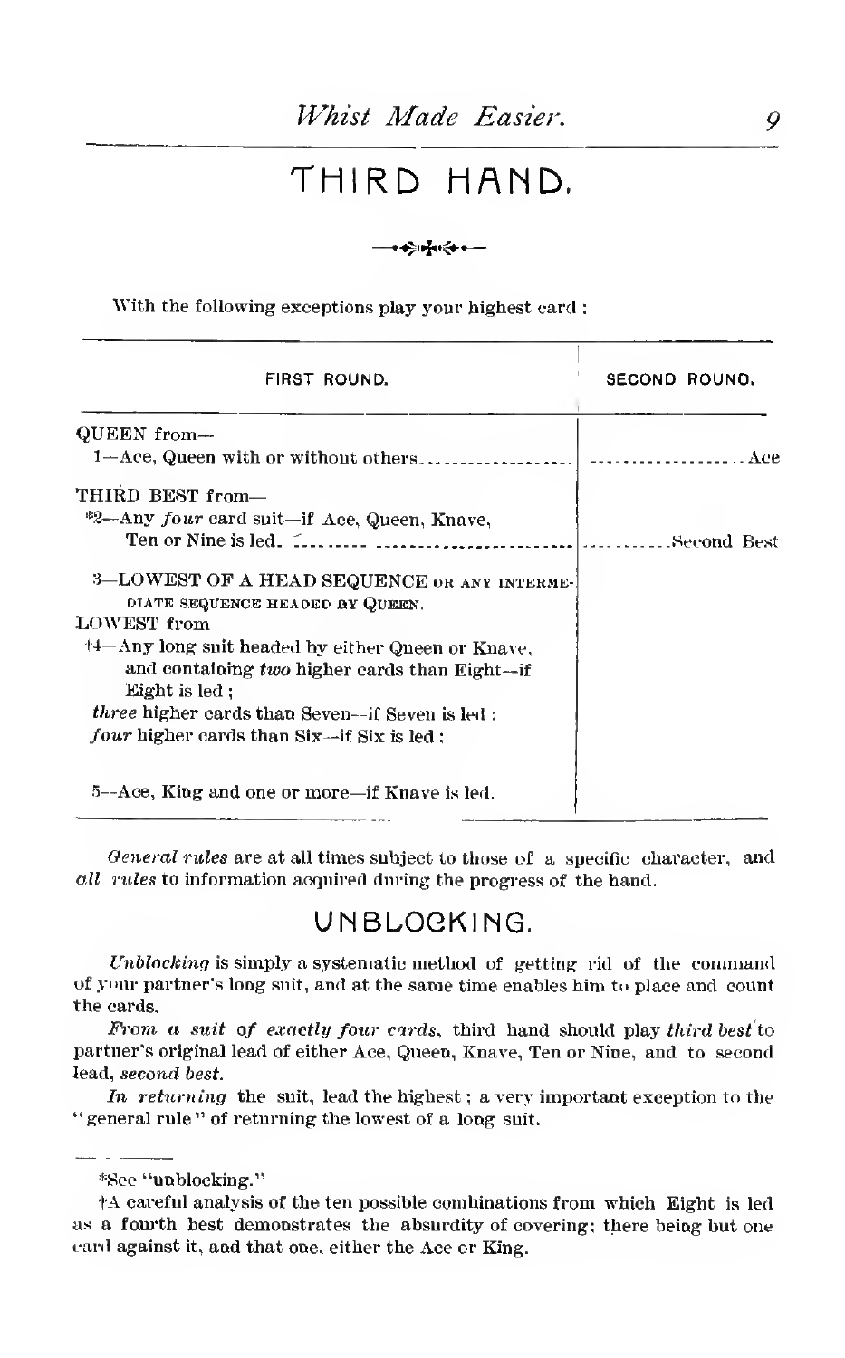# THIRD HAND.

With the following exceptions play your highest card :

| FIRST ROUND. | SECOND ROUND. |
|---|---|
| QUEEN from—<br>1—Ace, Queen with or without others. | Ace |
| THIRD BEST from—<br>*2—Any *four* card suit—if Ace, Queen, Knave, Ten or Nine is led. | Second Best |
| 3—LOWEST OF A HEAD SEQUENCE OR ANY INTERMEDIATE SEQUENCE HEADED BY QUEEN. | |
| LOWEST from—<br>†4—Any long suit headed by either Queen or Knave, and containing *two* higher cards than Eight—if Eight is led ;<br>*three* higher cards than Seven—if Seven is led :<br>*four* higher cards than Six—if Six is led ; | |
| 5—Ace, King and one or more—if Knave is led. | |

*General rules* are at all times subject to those of a specific character, and *all rules* to information acquired during the progress of the hand.

## UNBLOCKING.

*Unblocking* is simply a systematic method of getting rid of the command of your partner's long suit, and at the same time enables him to place and count the cards.

*From a suit of exactly four cards*, third hand should play *third best* to partner's original lead of either Ace, Queen, Knave, Ten or Nine, and to second lead, *second best.*

*In returning* the suit, lead the highest ; a very important exception to the "general rule" of returning the lowest of a long suit.

*See "unblocking."

†A careful analysis of the ten possible combinations from which Eight is led as a fourth best demonstrates the absurdity of covering; there being but one card against it, and that one, either the Ace or King.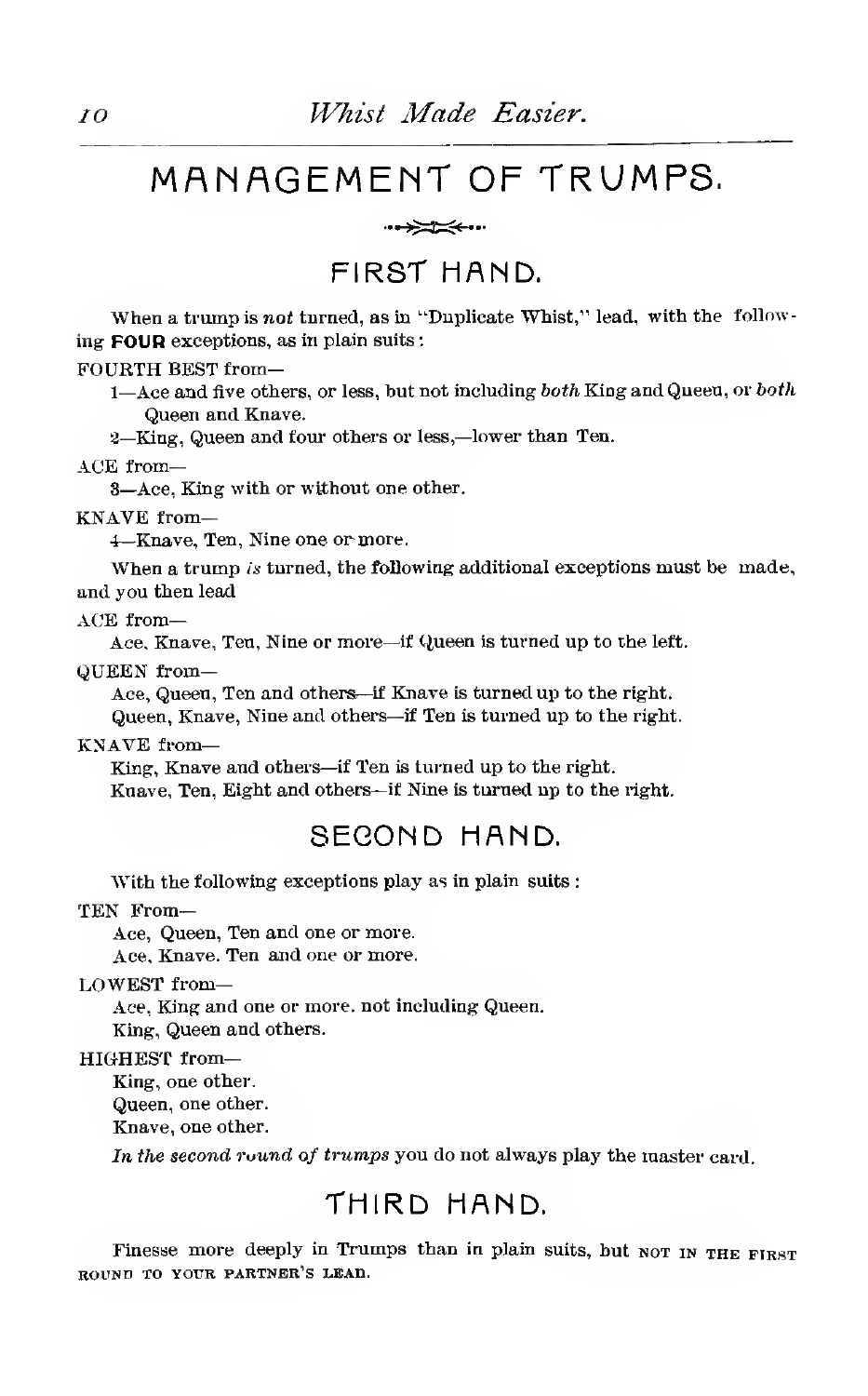# MANAGEMENT OF TRUMPS.

## FIRST HAND.

When a trump is *not* turned, as in "Duplicate Whist," lead, with the following **FOUR** exceptions, as in plain suits:

FOURTH BEST from—

1—Ace and five others, or less, but not including *both* King and Queen, or *both* Queen and Knave.

2—King, Queen and four others or less,—lower than Ten.

ACE from—

3—Ace, King with or without one other.

KNAVE from—

4—Knave, Ten, Nine one or more.

When a trump *is* turned, the following additional exceptions must be made, and you then lead

ACE from—

Ace, Knave, Ten, Nine or more—if Queen is turned up to the left.

QUEEN from—

Ace, Queen, Ten and others—if Knave is turned up to the right.
Queen, Knave, Nine and others—if Ten is turned up to the right.

KNAVE from—

King, Knave and others—if Ten is turned up to the right.
Knave, Ten, Eight and others—if Nine is turned up to the right.

## SECOND HAND.

With the following exceptions play as in plain suits:

TEN From—

Ace, Queen, Ten and one or more.
Ace, Knave. Ten and one or more.

LOWEST from—

Ace, King and one or more. not including Queen.
King, Queen and others.

HIGHEST from—

King, one other.
Queen, one other.
Knave, one other.

*In the second round of trumps* you do not always play the master card.

## THIRD HAND.

Finesse more deeply in Trumps than in plain suits, but NOT IN THE FIRST ROUND TO YOUR PARTNER'S LEAD.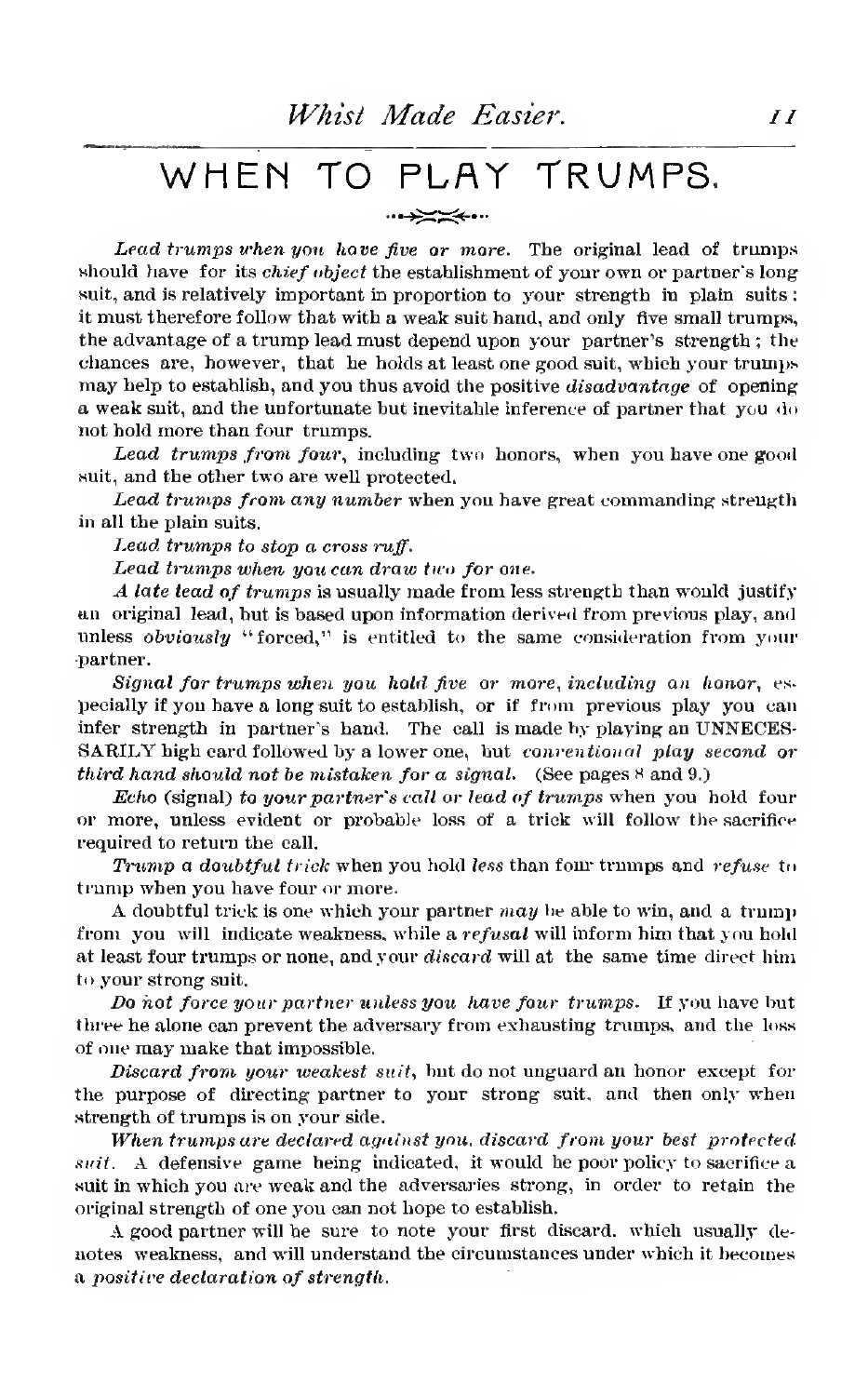## WHEN TO PLAY TRUMPS.

*Lead trumps when you have five or more.* The original lead of trumps should have for its *chief object* the establishment of your own or partner's long suit, and is relatively important in proportion to your strength in plain suits: it must therefore follow that with a weak suit hand, and only five small trumps, the advantage of a trump lead must depend upon your partner's strength; the chances are, however, that he holds at least one good suit, which your trumps may help to establish, and you thus avoid the positive *disadvantage* of opening a weak suit, and the unfortunate but inevitable inference of partner that you do not hold more than four trumps.

*Lead trumps from four*, including two honors, when you have one good suit, and the other two are well protected.

*Lead trumps from any number* when you have great commanding strength in all the plain suits.

*Lead trumps to stop a cross ruff.*

*Lead trumps when you can draw two for one.*

*A late lead of trumps* is usually made from less strength than would justify an original lead, but is based upon information derived from previous play, and unless *obviously* "forced," is entitled to the same consideration from your partner.

*Signal for trumps when you hold five or more, including an honor,* especially if you have a long suit to establish, or if from previous play you can infer strength in partner's hand. The call is made by playing an UNNECESSARILY high card followed by a lower one, but *conventional play second or third hand should not be mistaken for a signal.* (See pages 8 and 9.)

*Echo* (signal) *to your partner's call or lead of trumps* when you hold four or more, unless evident or probable loss of a trick will follow the sacrifice required to return the call.

*Trump a doubtful trick* when you hold *less* than four trumps and *refuse* to trump when you have four or more.

A doubtful trick is one which your partner *may* be able to win, and a trump from you will indicate weakness, while a *refusal* will inform him that you hold at least four trumps or none, and your *discard* will at the same time direct him to your strong suit.

*Do not force your partner unless you have four trumps.* If you have but three he alone can prevent the adversary from exhausting trumps, and the loss of one may make that impossible.

*Discard from your weakest suit*, but do not unguard an honor except for the purpose of directing partner to your strong suit, and then only when strength of trumps is on your side.

*When trumps are declared against you, discard from your best protected suit.* A defensive game being indicated, it would be poor policy to sacrifice a suit in which you are weak and the adversaries strong, in order to retain the original strength of one you can not hope to establish.

A good partner will be sure to note your first discard, which usually denotes weakness, and will understand the circumstances under which it becomes a *positive declaration of strength.*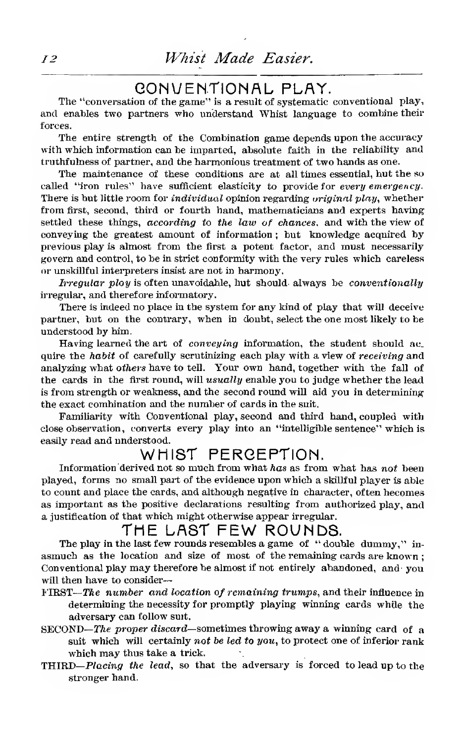## CONVENTIONAL PLAY.

The "conversation of the game" is a result of systematic conventional play, and enables two partners who understand Whist language to combine their forces.

The entire strength of the Combination game depends upon the accuracy with which information can be imparted, absolute faith in the reliability and truthfulness of partner, and the harmonious treatment of two hands as one.

The maintenance of these conditions are at all times essential, but the so called "iron rules" have sufficient elasticity to provide for *every emergency*. There is but little room for *individual* opinion regarding *original play*, whether from first, second, third or fourth hand, mathematicians and experts having settled these things, *according to the law of chances*, and with the view of conveying the greatest amount of information; but knowledge acquired by previous play is almost from the first a potent factor, and must necessarily govern and control, to be in strict conformity with the very rules which careless or unskillful interpreters insist are not in harmony.

*Irregular ploy* is often unavoidable, but should always be *conventionally* irregular, and therefore informatory.

There is indeed no place in the system for any kind of play that will deceive partner, but on the contrary, when in doubt, select the one most likely to be understood by him.

Having learned the art of *conveying* information, the student should acquire the *habit* of carefully scrutinizing each play with a view of *receiving* and analyzing what *others* have to tell. Your own hand, together with the fall of the cards in the first round, will *usually* enable you to judge whether the lead is from strength or weakness, and the second round will aid you in determining the exact combination and the number of cards in the suit.

Familiarity with Conventional play, second and third hand, coupled with close observation, converts every play into an "intelligible sentence" which is easily read and understood.

## WHIST PERCEPTION.

Information derived not so much from what *has* as from what has *not* been played, forms no small part of the evidence upon which a skillful player is able to count and place the cards, and although negative in character, often becomes as important as the positive declarations resulting from authorized play, and a justification of that which might otherwise appear irregular.

## THE LAST FEW ROUNDS.

The play in the last few rounds resembles a game of "double dummy," inasmuch as the location and size of most of the remaining cards are known; Conventional play may therefore be almost if not entirely abandoned, and you will then have to consider—

FIRST—*The number and location of remaining trumps*, and their influence in determining the necessity for promptly playing winning cards while the adversary can follow suit.

SECOND—*The proper discard*—sometimes throwing away a winning card of a suit which will certainly *not be led to you*, to protect one of inferior rank which may thus take a trick.

THIRD—*Placing the lead*, so that the adversary is forced to lead up to the stronger hand.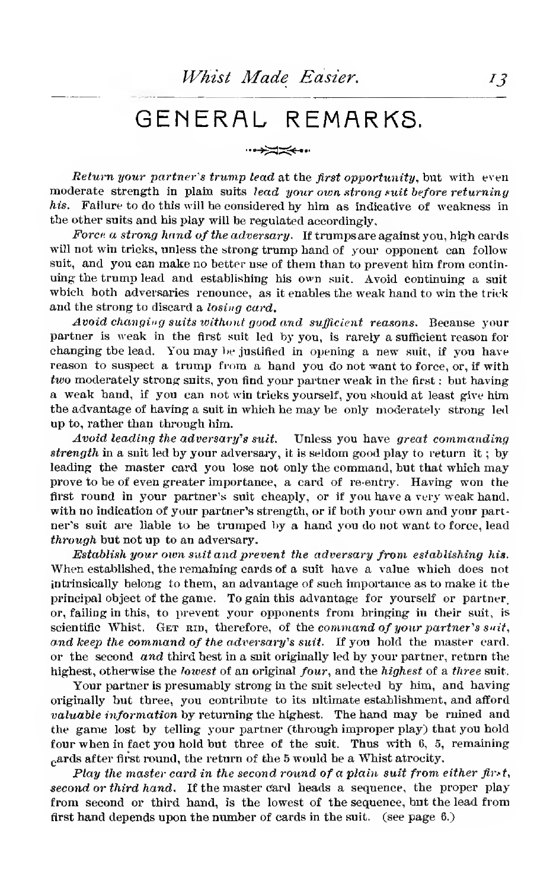# GENERAL REMARKS.

*Return your partner's trump lead* at the *first opportunity*, but with even moderate strength in plain suits *lead your own strong suit before returning his*. Failure to do this will be considered by him as indicative of weakness in the other suits and his play will be regulated accordingly.

*Force a strong hand of the adversary*. If trumps are against you, high cards will not win tricks, unless the strong trump hand of your opponent can follow suit, and you can make no better use of them than to prevent him from continuing the trump lead and establishing his own suit. Avoid continuing a suit which both adversaries renounce, as it enables the weak hand to win the trick and the strong to discard a *losing card*.

*Avoid changing suits without good and sufficient reasons*. Because your partner is weak in the first suit led by you, is rarely a sufficient reason for changing the lead. You may be justified in opening a new suit, if you have reason to suspect a trump from a hand you do not want to force, or, if with *two* moderately strong suits, you find your partner weak in the first: but having a weak hand, if you can not win tricks yourself, you should at least give him the advantage of having a suit in which he may be only moderately strong led up to, rather than through him.

*Avoid leading the adversary's suit*. Unless you have *great commanding strength* in a suit led by your adversary, it is seldom good play to return it; by leading the master card you lose not only the command, but that which may prove to be of even greater importance, a card of re-entry. Having won the first round in your partner's suit cheaply, or if you have a very weak hand, with no indication of your partner's strength, or if both your own and your partner's suit are liable to be trumped by a hand you do not want to force, lead *through* but not up to an adversary.

*Establish your own suit and prevent the adversary from establishing his.* When established, the remaining cards of a suit have a value which does not intrinsically belong to them, an advantage of such importance as to make it the principal object of the game. To gain this advantage for yourself or partner, or, failing in this, to prevent your opponents from bringing in their suit, is scientific Whist. GET RID, therefore, of the *command of your partner's suit, and keep the command of the adversary's suit*. If you hold the master card, or the second *and* third best in a suit originally led by your partner, return the highest, otherwise the *lowest* of an original *four*, and the *highest* of a *three* suit.

Your partner is presumably strong in the suit selected by him, and having originally but three, you contribute to its ultimate establishment, and afford *valuable information* by returning the highest. The hand may be ruined and the game lost by telling your partner (through improper play) that you hold four when in fact you hold but three of the suit. Thus with 6, 5, remaining cards after first round, the return of the 5 would be a Whist atrocity.

*Play the master card in the second round of a plain suit from either first, second or third hand*. If the master card heads a sequence, the proper play from second or third hand, is the lowest of the sequence, but the lead from first hand depends upon the number of cards in the suit. (see page 6.)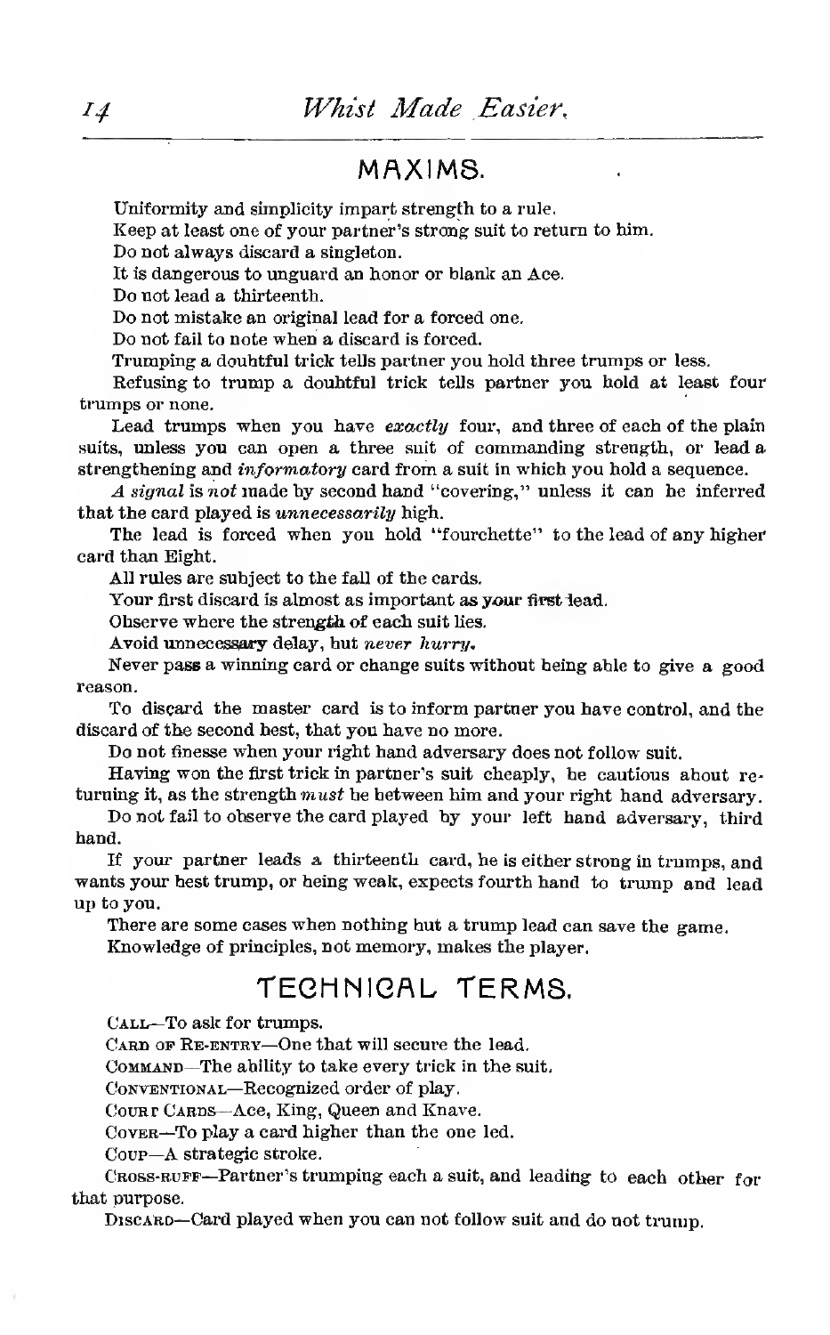## MAXIMS.

Uniformity and simplicity impart strength to a rule.

Keep at least one of your partner's strong suit to return to him.

Do not always discard a singleton.

It is dangerous to unguard an honor or blank an Ace.

Do not lead a thirteenth.

Do not mistake an original lead for a forced one.

Do not fail to note when a discard is forced.

Trumping a doubtful trick tells partner you hold three trumps or less.

Refusing to trump a doubtful trick tells partner you hold at least four trumps or none.

Lead trumps when you have *exactly* four, and three of each of the plain suits, unless you can open a three suit of commanding strength, or lead a strengthening and *informatory* card from a suit in which you hold a sequence.

*A signal* is *not* made by second hand "covering," unless it can be inferred that the card played is *unnecessarily* high.

The lead is forced when you hold "fourchette" to the lead of any higher card than Eight.

All rules are subject to the fall of the cards.

Your first discard is almost as important as your first lead.

Observe where the strength of each suit lies.

Avoid unnecessary delay, but *never hurry.*

Never pass a winning card or change suits without being able to give a good reason.

To discard the master card is to inform partner you have control, and the discard of the second best, that you have no more.

Do not finesse when your right hand adversary does not follow suit.

Having won the first trick in partner's suit cheaply, be cautious about returning it, as the strength *must* be between him and your right hand adversary.

Do not fail to observe the card played by your left hand adversary, third hand.

If your partner leads a thirteenth card, he is either strong in trumps, and wants your best trump, or being weak, expects fourth hand to trump and lead up to you.

There are some cases when nothing but a trump lead can save the game.

Knowledge of principles, not memory, makes the player.

## TECHNICAL TERMS.

CALL—To ask for trumps.

CARD OF RE-ENTRY—One that will secure the lead.

COMMAND—The ability to take every trick in the suit.

CONVENTIONAL—Recognized order of play.

COURT CARDS—Ace, King, Queen and Knave.

COVER—To play a card higher than the one led.

COUP—A strategic stroke.

CROSS-RUFF—Partner's trumping each a suit, and leading to each other for that purpose.

DISCARD—Card played when you can not follow suit and do not trump.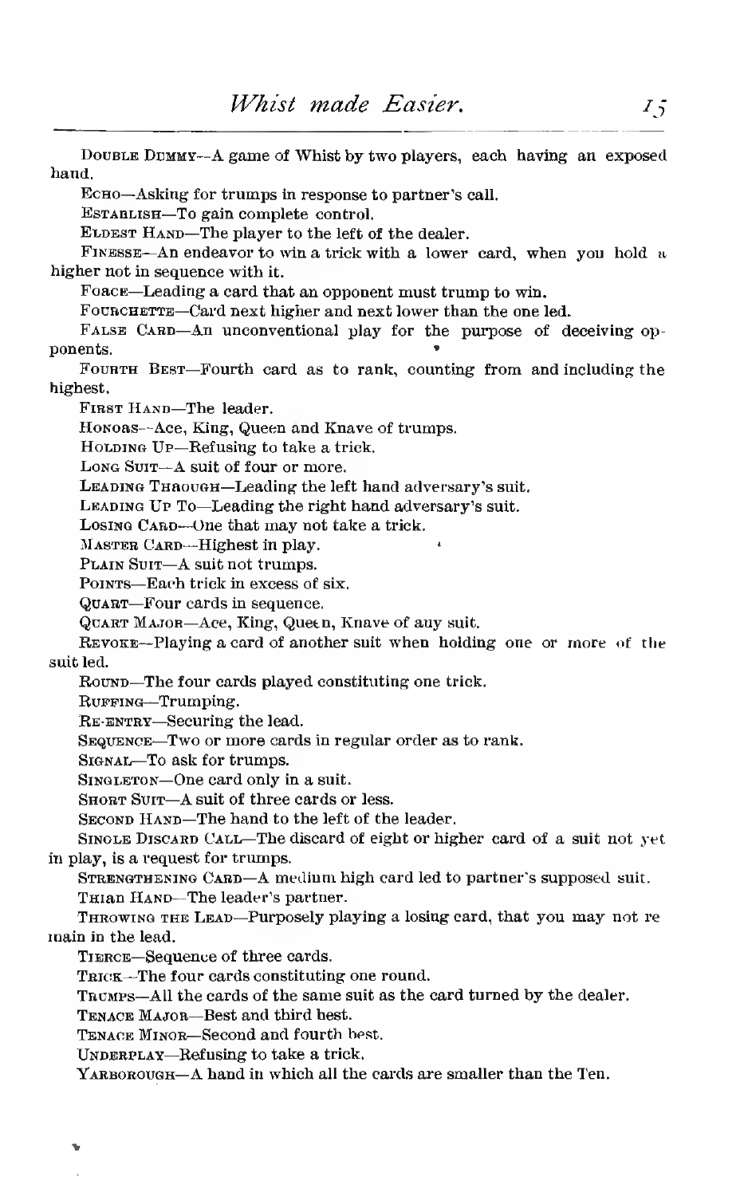Double Dummy—A game of Whist by two players, each having an exposed hand.

Echo—Asking for trumps in response to partner's call.

Establish—To gain complete control.

Eldest Hand—The player to the left of the dealer.

Finesse—An endeavor to win a trick with a lower card, when you hold a higher not in sequence with it.

Force—Leading a card that an opponent must trump to win.

Fourchette—Card next higher and next lower than the one led.

False Card—An unconventional play for the purpose of deceiving opponents.

Fourth Best—Fourth card as to rank, counting from and including the highest.

First Hand—The leader.

Honors—Ace, King, Queen and Knave of trumps.

Holding Up—Refusing to take a trick.

Long Suit—A suit of four or more.

Leading Through—Leading the left hand adversary's suit.

Leading Up To—Leading the right hand adversary's suit.

Losing Card—One that may not take a trick.

Master Card—Highest in play.

Plain Suit—A suit not trumps.

Points—Each trick in excess of six.

Quart—Four cards in sequence.

Quart Major—Ace, King, Queen, Knave of any suit.

Revoke—Playing a card of another suit when holding one or more of the suit led.

Round—The four cards played constituting one trick.

Ruffing—Trumping.

Re-entry—Securing the lead.

Sequence—Two or more cards in regular order as to rank.

Signal—To ask for trumps.

Singleton—One card only in a suit.

Short Suit—A suit of three cards or less.

Second Hand—The hand to the left of the leader.

Single Discard Call—The discard of eight or higher card of a suit not yet in play, is a request for trumps.

Strengthening Card—A medium high card led to partner's supposed suit.

Third Hand—The leader's partner.

Throwing the Lead—Purposely playing a losing card, that you may not remain in the lead.

Tierce—Sequence of three cards.

Trick—The four cards constituting one round.

Trumps—All the cards of the same suit as the card turned by the dealer.

Tenace Major—Best and third best.

Tenace Minor—Second and fourth best.

Underplay—Refusing to take a trick.

Yarborough—A hand in which all the cards are smaller than the Ten.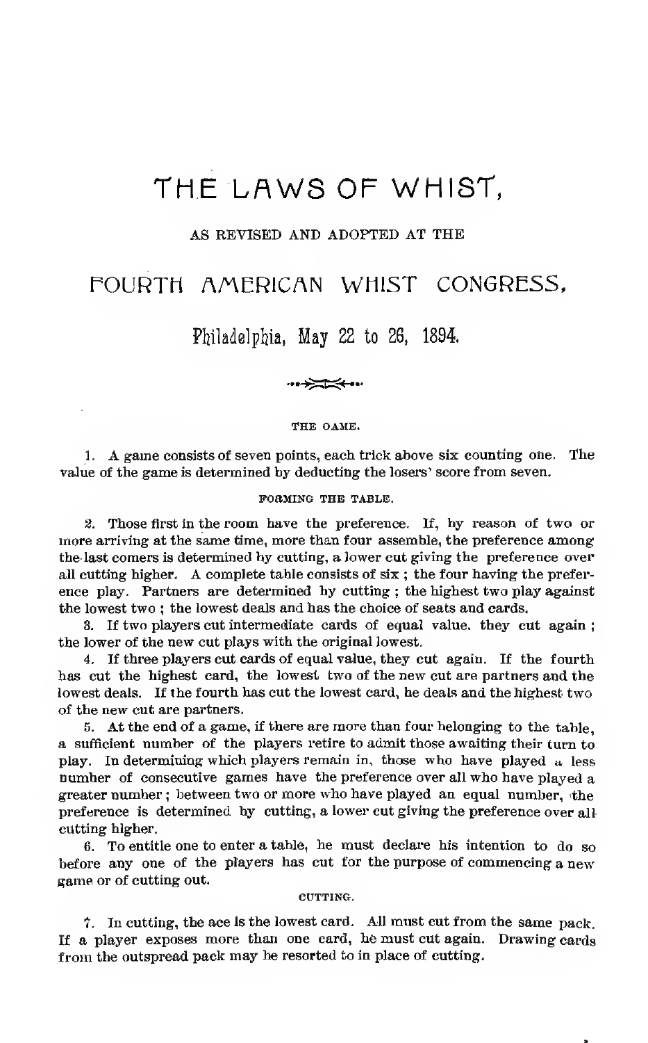// THE LAWS OF WHIST,

AS REVISED AND ADOPTED AT THE

## FOURTH AMERICAN WHIST CONGRESS,

Philadelphia, May 22 to 26, 1894.

### THE GAME.

1. A game consists of seven points, each trick above six counting one. The value of the game is determined by deducting the losers' score from seven.

### FORMING THE TABLE.

2. Those first in the room have the preference. If, by reason of two or more arriving at the same time, more than four assemble, the preference among the last comers is determined by cutting, a lower cut giving the preference over all cutting higher. A complete table consists of six; the four having the preference play. Partners are determined by cutting; the highest two play against the lowest two; the lowest deals and has the choice of seats and cards.

3. If two players cut intermediate cards of equal value, they cut again; the lower of the new cut plays with the original lowest.

4. If three players cut cards of equal value, they cut again. If the fourth has cut the highest card, the lowest two of the new cut are partners and the lowest deals. If the fourth has cut the lowest card, he deals and the highest two of the new cut are partners.

5. At the end of a game, if there are more than four belonging to the table, a sufficient number of the players retire to admit those awaiting their turn to play. In determining which players remain in, those who have played a less number of consecutive games have the preference over all who have played a greater number; between two or more who have played an equal number, the preference is determined by cutting, a lower cut giving the preference over all cutting higher.

6. To entitle one to enter a table, he must declare his intention to do so before any one of the players has cut for the purpose of commencing a new game or of cutting out.

### CUTTING.

7. In cutting, the ace is the lowest card. All must cut from the same pack. If a player exposes more than one card, he must cut again. Drawing cards from the outspread pack may be resorted to in place of cutting.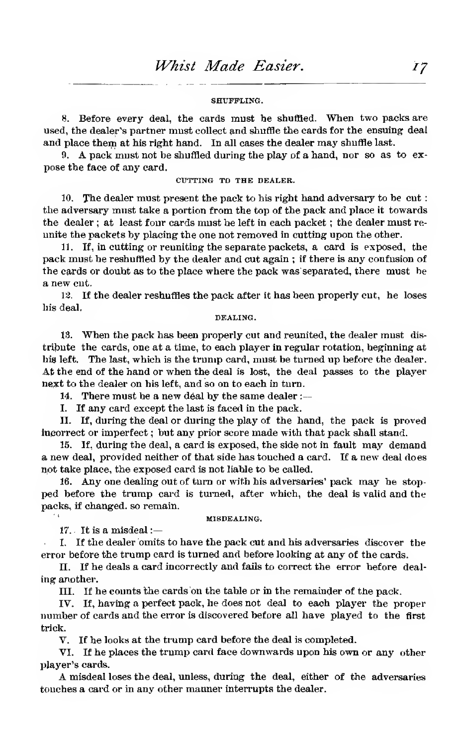#### SHUFFLING.

8. Before every deal, the cards must be shuffled. When two packs are used, the dealer's partner must collect and shuffle the cards for the ensuing deal and place them at his right hand. In all cases the dealer may shuffle last.

9. A pack must not be shuffled during the play of a hand, nor so as to expose the face of any card.

#### CUTTING TO THE DEALER.

10. The dealer must present the pack to his right hand adversary to be cut: the adversary must take a portion from the top of the pack and place it towards the dealer; at least four cards must be left in each packet; the dealer must reunite the packets by placing the one not removed in cutting upon the other.

11. If, in cutting or reuniting the separate packets, a card is exposed, the pack must be reshuffled by the dealer and cut again; if there is any confusion of the cards or doubt as to the place where the pack was separated, there must be a new cut.

12. If the dealer reshuffles the pack after it has been properly cut, he loses his deal.

#### DEALING.

13. When the pack has been properly cut and reunited, the dealer must distribute the cards, one at a time, to each player in regular rotation, beginning at his left. The last, which is the trump card, must be turned up before the dealer. At the end of the hand or when the deal is lost, the deal passes to the player next to the dealer on his left, and so on to each in turn.

14. There must be a new deal by the same dealer:—

I. If any card except the last is faced in the pack.

II. If, during the deal or during the play of the hand, the pack is proved incorrect or imperfect; but any prior score made with that pack shall stand.

15. If, during the deal, a card is exposed, the side not in fault may demand a new deal, provided neither of that side has touched a card. If a new deal does not take place, the exposed card is not liable to be called.

16. Any one dealing out of turn or with his adversaries' pack may be stopped before the trump card is turned, after which, the deal is valid and the packs, if changed, so remain.

#### MISDEALING.

17. It is a misdeal:—

I. If the dealer omits to have the pack cut and his adversaries discover the error before the trump card is turned and before looking at any of the cards.

II. If he deals a card incorrectly and fails to correct the error before dealing another.

III. If he counts the cards on the table or in the remainder of the pack.

IV. If, having a perfect pack, he does not deal to each player the proper number of cards and the error is discovered before all have played to the first trick.

V. If he looks at the trump card before the deal is completed.

VI. If he places the trump card face downwards upon his own or any other player's cards.

A misdeal loses the deal, unless, during the deal, either of the adversaries touches a card or in any other manner interrupts the dealer.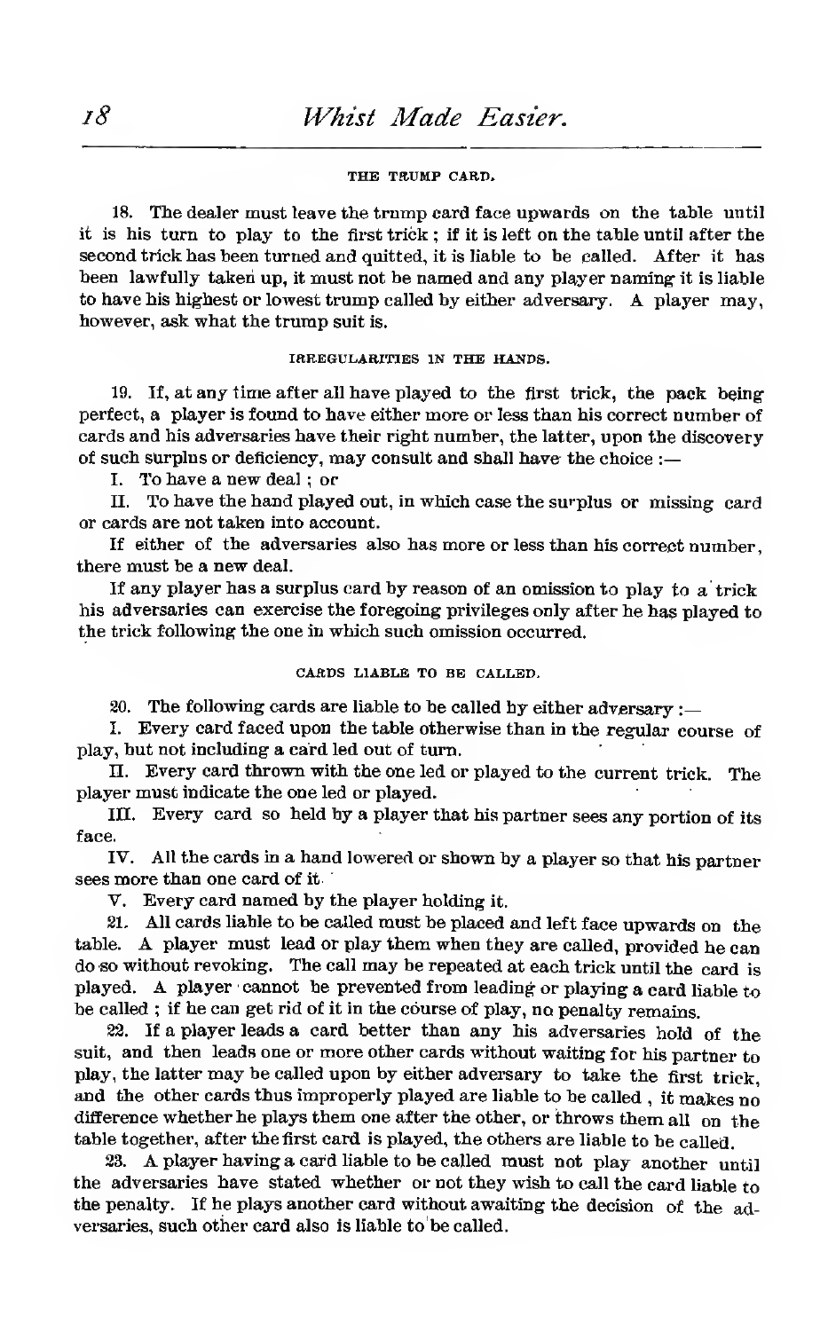#### THE TRUMP CARD.

18. The dealer must leave the trump card face upwards on the table until it is his turn to play to the first trick; if it is left on the table until after the second trick has been turned and quitted, it is liable to be called. After it has been lawfully taken up, it must not be named and any player naming it is liable to have his highest or lowest trump called by either adversary. A player may, however, ask what the trump suit is.

#### IRREGULARITIES IN THE HANDS.

19. If, at any time after all have played to the first trick, the pack being perfect, a player is found to have either more or less than his correct number of cards and his adversaries have their right number, the latter, upon the discovery of such surplus or deficiency, may consult and shall have the choice :—

I. To have a new deal; or

II. To have the hand played out, in which case the surplus or missing card or cards are not taken into account.

If either of the adversaries also has more or less than his correct number, there must be a new deal.

If any player has a surplus card by reason of an omission to play to a trick his adversaries can exercise the foregoing privileges only after he has played to the trick following the one in which such omission occurred.

#### CARDS LIABLE TO BE CALLED.

20. The following cards are liable to be called by either adversary :—

I. Every card faced upon the table otherwise than in the regular course of play, but not including a card led out of turn.

II. Every card thrown with the one led or played to the current trick. The player must indicate the one led or played.

III. Every card so held by a player that his partner sees any portion of its face.

IV. All the cards in a hand lowered or shown by a player so that his partner sees more than one card of it.

V. Every card named by the player holding it.

21. All cards liable to be called must be placed and left face upwards on the table. A player must lead or play them when they are called, provided he can do so without revoking. The call may be repeated at each trick until the card is played. A player cannot be prevented from leading or playing a card liable to be called; if he can get rid of it in the course of play, no penalty remains.

22. If a player leads a card better than any his adversaries hold of the suit, and then leads one or more other cards without waiting for his partner to play, the latter may be called upon by either adversary to take the first trick, and the other cards thus improperly played are liable to be called, it makes no difference whether he plays them one after the other, or throws them all on the table together, after the first card is played, the others are liable to be called.

23. A player having a card liable to be called must not play another until the adversaries have stated whether or not they wish to call the card liable to the penalty. If he plays another card without awaiting the decision of the adversaries, such other card also is liable to be called.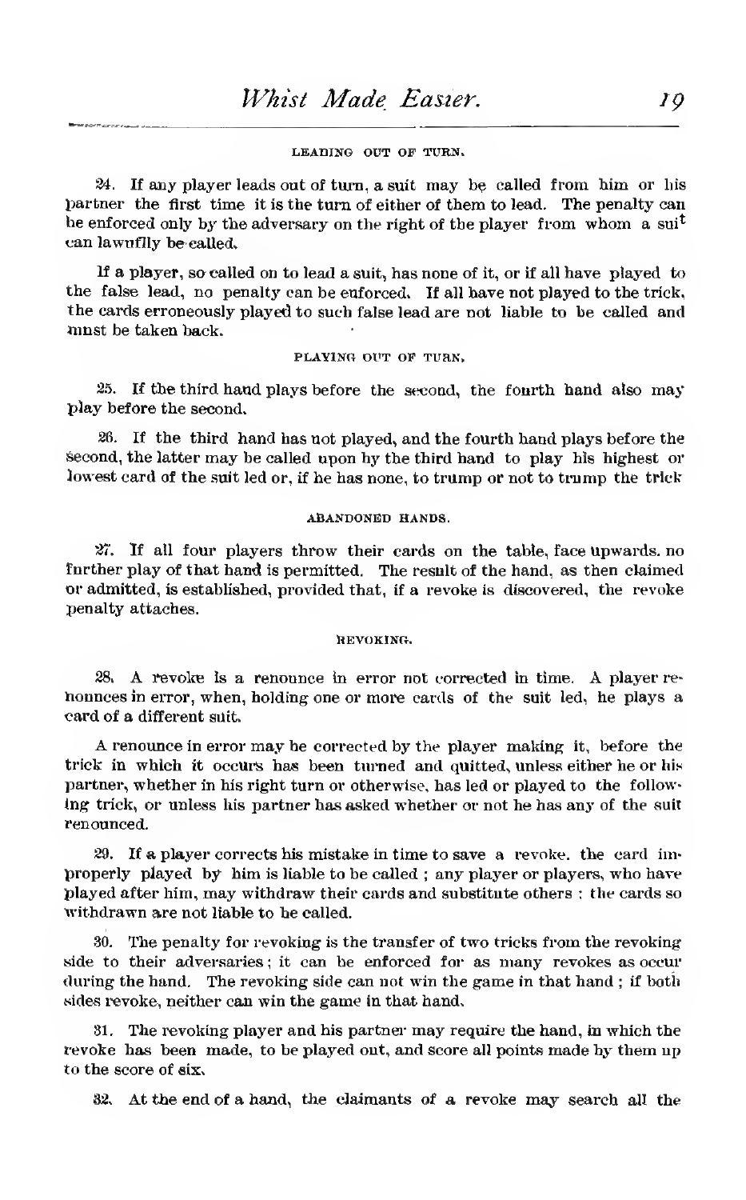#### LEADING OUT OF TURN.

24. If any player leads out of turn, a suit may be called from him or his partner the first time it is the turn of either of them to lead. The penalty can be enforced only by the adversary on the right of the player from whom a suit can lawfully be called.

If a player, so called on to lead a suit, has none of it, or if all have played to the false lead, no penalty can be enforced. If all have not played to the trick, the cards erroneously played to such false lead are not liable to be called and must be taken back.

#### PLAYING OUT OF TURN.

25. If the third hand plays before the second, the fourth hand also may play before the second.

26. If the third hand has not played, and the fourth hand plays before the second, the latter may be called upon by the third hand to play his highest or lowest card of the suit led or, if he has none, to trump or not to trump the trick

#### ABANDONED HANDS.

27. If all four players throw their cards on the table, face upwards, no further play of that hand is permitted. The result of the hand, as then claimed or admitted, is established, provided that, if a revoke is discovered, the revoke penalty attaches.

#### REVOKING.

28. A revoke is a renounce in error not corrected in time. A player renounces in error, when, holding one or more cards of the suit led, he plays a card of a different suit.

A renounce in error may be corrected by the player making it, before the trick in which it occurs has been turned and quitted, unless either he or his partner, whether in his right turn or otherwise, has led or played to the following trick, or unless his partner has asked whether or not he has any of the suit renounced.

29. If a player corrects his mistake in time to save a revoke, the card improperly played by him is liable to be called; any player or players, who have played after him, may withdraw their cards and substitute others: the cards so withdrawn are not liable to be called.

30. The penalty for revoking is the transfer of two tricks from the revoking side to their adversaries; it can be enforced for as many revokes as occur during the hand. The revoking side can not win the game in that hand; if both sides revoke, neither can win the game in that hand.

31. The revoking player and his partner may require the hand, in which the revoke has been made, to be played out, and score all points made by them up to the score of six.

32. At the end of a hand, the claimants of a revoke may search all the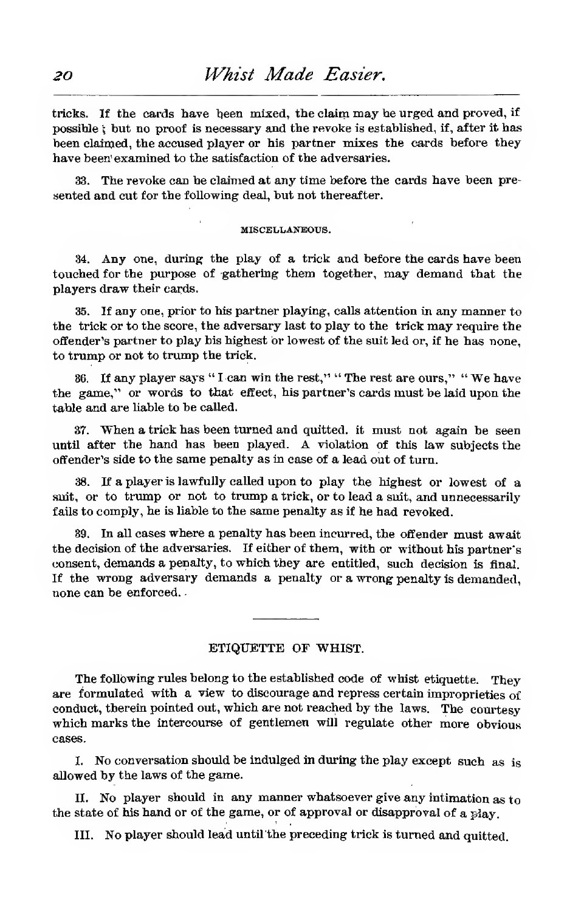tricks. If the cards have been mixed, the claim may be urged and proved, if possible; but no proof is necessary and the revoke is established, if, after it has been claimed, the accused player or his partner mixes the cards before they have been examined to the satisfaction of the adversaries.

33. The revoke can be claimed at any time before the cards have been presented and cut for the following deal, but not thereafter.

###### MISCELLANEOUS.

34. Any one, during the play of a trick and before the cards have been touched for the purpose of gathering them together, may demand that the players draw their cards.

35. If any one, prior to his partner playing, calls attention in any manner to the trick or to the score, the adversary last to play to the trick may require the offender's partner to play his highest or lowest of the suit led or, if he has none, to trump or not to trump the trick.

36. If any player says "I can win the rest," "The rest are ours," "We have the game," or words to that effect, his partner's cards must be laid upon the table and are liable to be called.

37. When a trick has been turned and quitted, it must not again be seen until after the hand has been played. A violation of this law subjects the offender's side to the same penalty as in case of a lead out of turn.

38. If a player is lawfully called upon to play the highest or lowest of a suit, or to trump or not to trump a trick, or to lead a suit, and unnecessarily fails to comply, he is liable to the same penalty as if he had revoked.

39. In all cases where a penalty has been incurred, the offender must await the decision of the adversaries. If either of them, with or without his partner's consent, demands a penalty, to which they are entitled, such decision is final. If the wrong adversary demands a penalty or a wrong penalty is demanded, none can be enforced.

---

## ETIQUETTE OF WHIST.

The following rules belong to the established code of whist etiquette. They are formulated with a view to discourage and repress certain improprieties of conduct, therein pointed out, which are not reached by the laws. The courtesy which marks the intercourse of gentlemen will regulate other more obvious cases.

I. No conversation should be indulged in during the play except such as is allowed by the laws of the game.

II. No player should in any manner whatsoever give any intimation as to the state of his hand or of the game, or of approval or disapproval of a play.

III. No player should lead until the preceding trick is turned and quitted.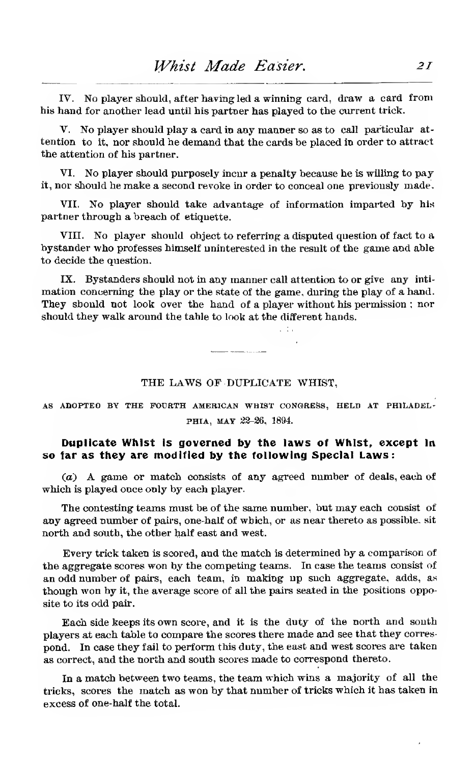IV. No player should, after having led a winning card, draw a card from his hand for another lead until his partner has played to the current trick.

V. No player should play a card in any manner so as to call particular attention to it, nor should he demand that the cards be placed in order to attract the attention of his partner.

VI. No player should purposely incur a penalty because he is willing to pay it, nor should he make a second revoke in order to conceal one previously made.

VII. No player should take advantage of information imparted by his partner through a breach of etiquette.

VIII. No player should object to referring a disputed question of fact to a bystander who professes himself uninterested in the result of the game and able to decide the question.

IX. Bystanders should not in any manner call attention to or give any intimation concerning the play or the state of the game, during the play of a hand. They should not look over the hand of a player without his permission; nor should they walk around the table to look at the different hands.

---

## THE LAWS OF DUPLICATE WHIST,

AS ADOPTED BY THE FOURTH AMERICAN WHIST CONGRESS, HELD AT PHILADELPHIA, MAY 22–26, 1894.

### Duplicate Whist is governed by the laws of Whist, except in so far as they are modified by the following Special Laws:

(*a*) A game or match consists of any agreed number of deals, each of which is played once only by each player.

The contesting teams must be of the same number, but may each consist of any agreed number of pairs, one-half of which, or as near thereto as possible, sit north and south, the other half east and west.

Every trick taken is scored, and the match is determined by a comparison of the aggregate scores won by the competing teams. In case the teams consist of an odd number of pairs, each team, in making up such aggregate, adds, as though won by it, the average score of all the pairs seated in the positions opposite to its odd pair.

Each side keeps its own score, and it is the duty of the north and south players at each table to compare the scores there made and see that they correspond. In case they fail to perform this duty, the east and west scores are taken as correct, and the north and south scores made to correspond thereto.

In a match between two teams, the team which wins a majority of all the tricks, scores the match as won by that number of tricks which it has taken in excess of one-half the total.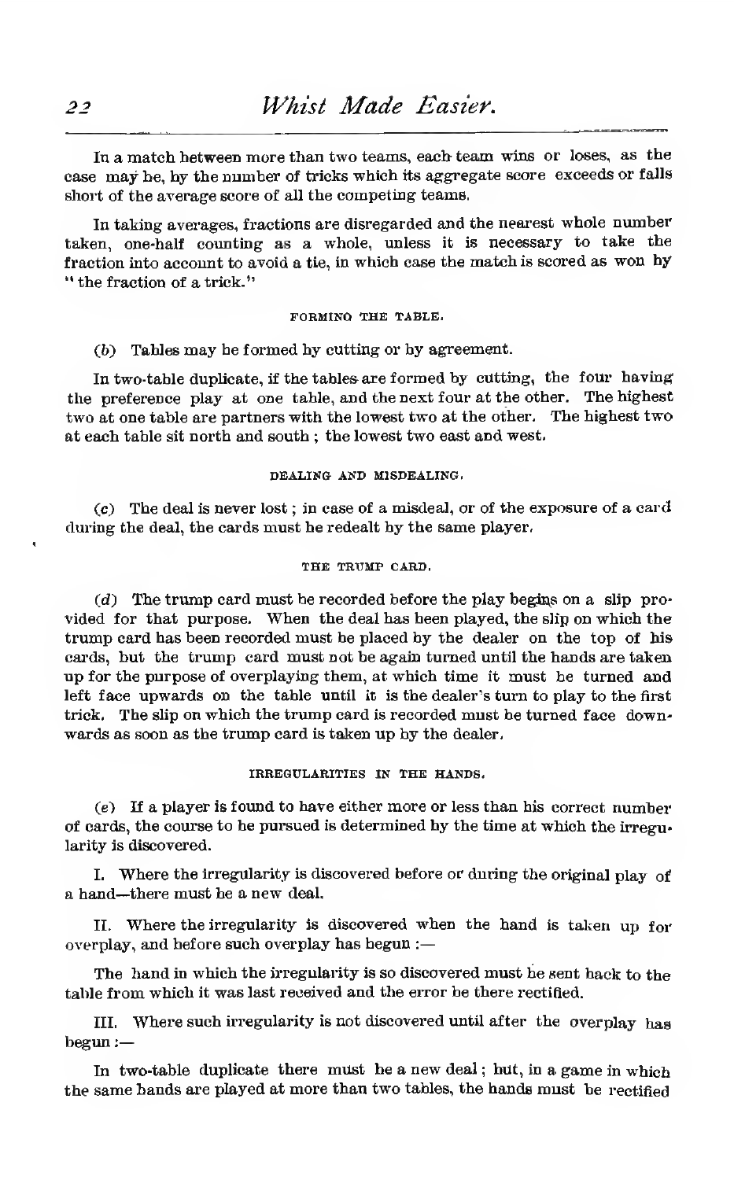In a match between more than two teams, each team wins or loses, as the case may be, by the number of tricks which its aggregate score exceeds or falls short of the average score of all the competing teams.

In taking averages, fractions are disregarded and the nearest whole number taken, one-half counting as a whole, unless it is necessary to take the fraction into account to avoid a tie, in which case the match is scored as won by "the fraction of a trick."

###### FORMING THE TABLE.

(*b*) Tables may be formed by cutting or by agreement.

In two-table duplicate, if the tables are formed by cutting, the four having the preference play at one table, and the next four at the other. The highest two at one table are partners with the lowest two at the other. The highest two at each table sit north and south; the lowest two east and west.

###### DEALING AND MISDEALING.

(*c*) The deal is never lost; in case of a misdeal, or of the exposure of a card during the deal, the cards must be redealt by the same player.

###### THE TRUMP CARD.

(*d*) The trump card must be recorded before the play begins on a slip provided for that purpose. When the deal has been played, the slip on which the trump card has been recorded must be placed by the dealer on the top of his cards, but the trump card must not be again turned until the hands are taken up for the purpose of overplaying them, at which time it must be turned and left face upwards on the table until it is the dealer's turn to play to the first trick. The slip on which the trump card is recorded must be turned face downwards as soon as the trump card is taken up by the dealer.

###### IRREGULARITIES IN THE HANDS.

(*e*) If a player is found to have either more or less than his correct number of cards, the course to be pursued is determined by the time at which the irregularity is discovered.

I. Where the irregularity is discovered before or during the original play of a hand—there must be a new deal.

II. Where the irregularity is discovered when the hand is taken up for overplay, and before such overplay has begun :—

The hand in which the irregularity is so discovered must be sent back to the table from which it was last received and the error be there rectified.

III. Where such irregularity is not discovered until after the overplay has begun :—

In two-table duplicate there must be a new deal; but, in a game in which the same hands are played at more than two tables, the hands must be rectified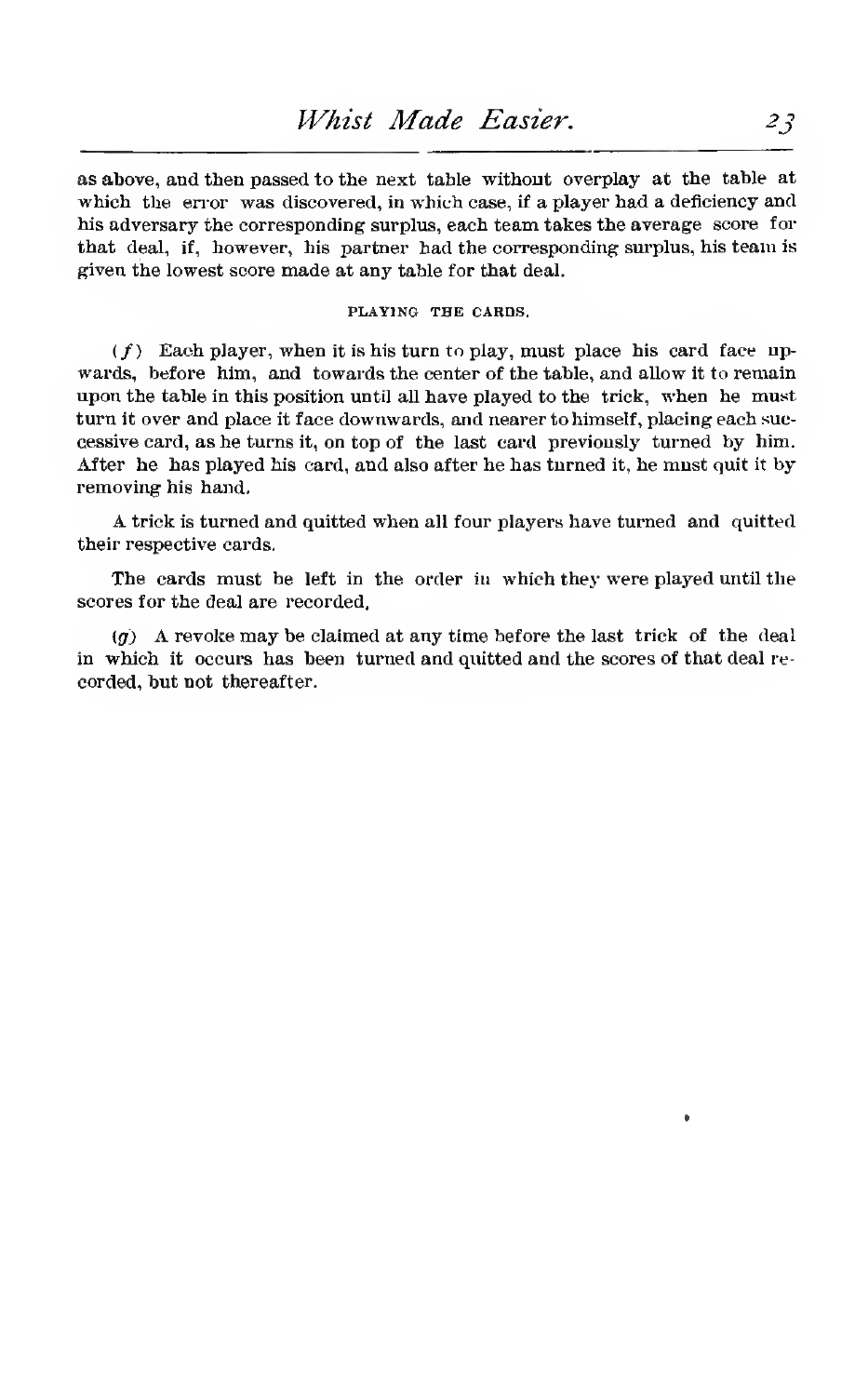as above, and then passed to the next table without overplay at the table at which the error was discovered, in which case, if a player had a deficiency and his adversary the corresponding surplus, each team takes the average score for that deal, if, however, his partner had the corresponding surplus, his team is given the lowest score made at any table for that deal.

### PLAYING THE CARDS.

(*f*) Each player, when it is his turn to play, must place his card face upwards, before him, and towards the center of the table, and allow it to remain upon the table in this position until all have played to the trick, when he must turn it over and place it face downwards, and nearer to himself, placing each successive card, as he turns it, on top of the last card previously turned by him. After he has played his card, and also after he has turned it, he must quit it by removing his hand.

A trick is turned and quitted when all four players have turned and quitted their respective cards.

The cards must be left in the order in which they were played until the scores for the deal are recorded.

(*g*) A revoke may be claimed at any time before the last trick of the deal in which it occurs has been turned and quitted and the scores of that deal recorded, but not thereafter.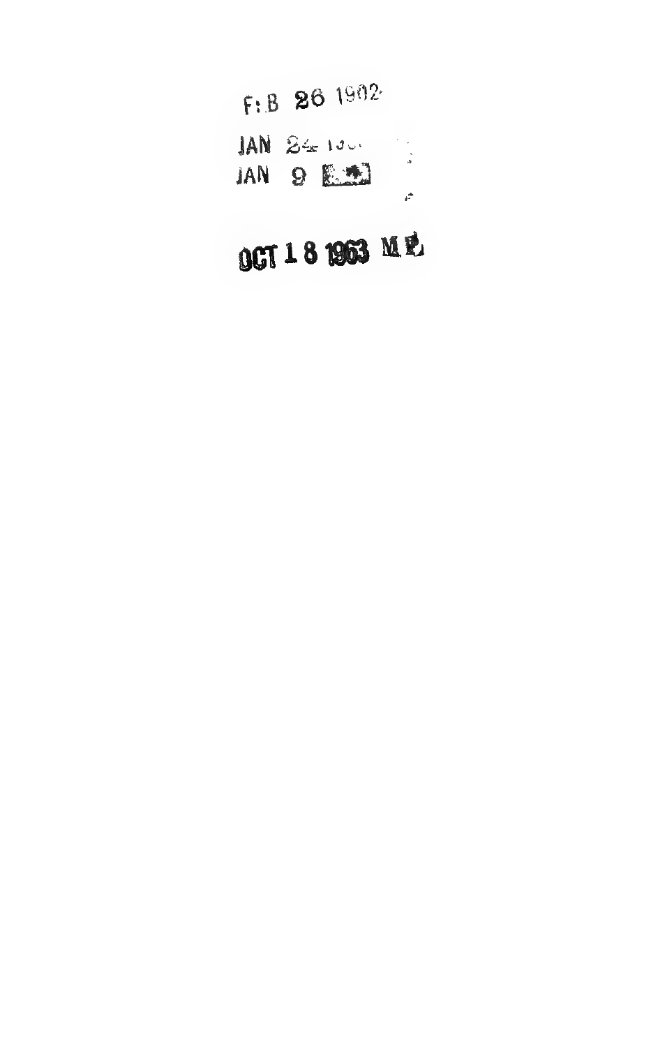FEB 26 1962

JAN 24 196

JAN 9

OCT 18 1963 M P